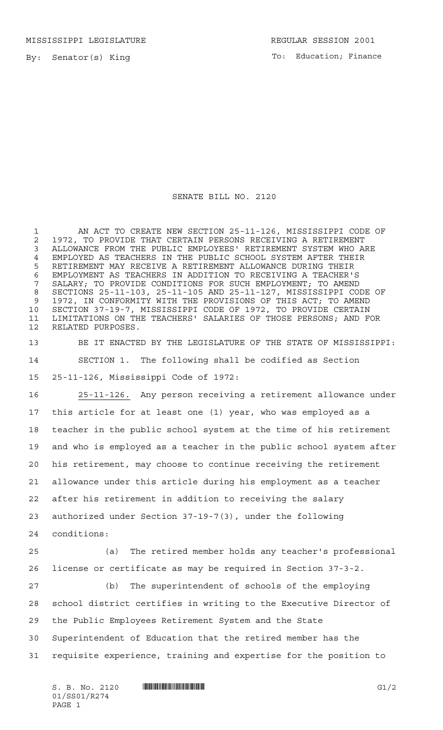MISSISSIPPI LEGISLATURE REGULAR SESSION 2001

By: Senator(s) King

To: Education; Finance

# SENATE BILL NO. 2120

AN ACT TO CREATE NEW SECTION 25-11-126, MISSISSIPPI CODE OF 1972, TO PROVIDE THAT CERTAIN PERSONS RECEIVING A RETIREMENT ALLOWANCE FROM THE PUBLIC EMPLOYEES' RETIREMENT SYSTEM WHO ARE EMPLOYED AS TEACHERS IN THE PUBLIC SCHOOL SYSTEM AFTER THEIR RETIREMENT MAY RECEIVE A RETIREMENT ALLOWANCE DURING THEIR EMPLOYMENT AS TEACHERS IN ADDITION TO RECEIVING A TEACHER'S SALARY; TO PROVIDE CONDITIONS FOR SUCH EMPLOYMENT; TO AMEND SECTIONS 25-11-103, 25-11-105 AND 25-11-127, MISSISSIPPI CODE OF 1972, IN CONFORMITY WITH THE PROVISIONS OF THIS ACT; TO AMEND SECTION 37-19-7, MISSISSIPPI CODE OF 1972, TO PROVIDE CERTAIN LIMITATIONS ON THE TEACHERS' SALARIES OF THOSE PERSONS; AND FOR RELATED PURPOSES.

BE IT ENACTED BY THE LEGISLATURE OF THE STATE OF MISSISSIPPI:

SECTION 1. The following shall be codified as Section 25-11-126, Mississippi Code of 1972:

25-11-126. Any person receiving a retirement allowance under this article for at least one (1) year, who was employed as a teacher in the public school system at the time of his retirement and who is employed as a teacher in the public school system after his retirement, may choose to continue receiving the retirement allowance under this article during his employment as a teacher after his retirement in addition to receiving the salary authorized under Section 37-19-7(3), under the following conditions:

(a) The retired member holds any teacher's professional license or certificate as may be required in Section 37-3-2.

(b) The superintendent of schools of the employing school district certifies in writing to the Executive Director of the Public Employees Retirement System and the State Superintendent of Education that the retired member has the requisite experience, training and expertise for the position to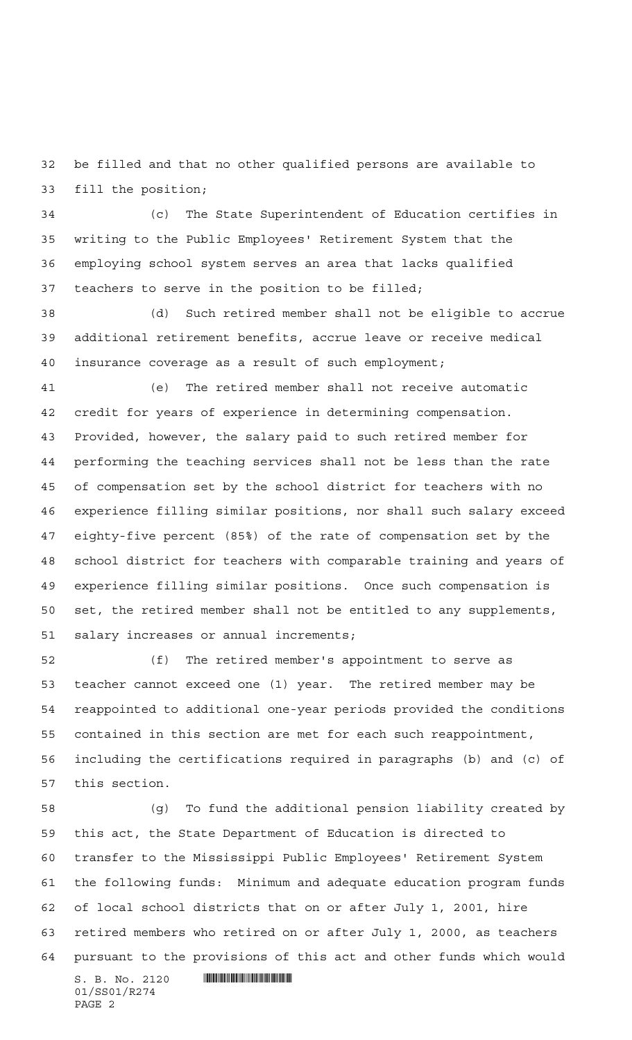be filled and that no other qualified persons are available to fill the position;

(c) The State Superintendent of Education certifies in writing to the Public Employees' Retirement System that the employing school system serves an area that lacks qualified teachers to serve in the position to be filled;

(d) Such retired member shall not be eligible to accrue additional retirement benefits, accrue leave or receive medical insurance coverage as a result of such employment;

(e) The retired member shall not receive automatic credit for years of experience in determining compensation. Provided, however, the salary paid to such retired member for performing the teaching services shall not be less than the rate of compensation set by the school district for teachers with no experience filling similar positions, nor shall such salary exceed eighty-five percent (85%) of the rate of compensation set by the school district for teachers with comparable training and years of experience filling similar positions. Once such compensation is set, the retired member shall not be entitled to any supplements, salary increases or annual increments;

(f) The retired member's appointment to serve as teacher cannot exceed one (1) year. The retired member may be reappointed to additional one-year periods provided the conditions contained in this section are met for each such reappointment, including the certifications required in paragraphs (b) and (c) of this section.

(g) To fund the additional pension liability created by this act, the State Department of Education is directed to transfer to the Mississippi Public Employees' Retirement System the following funds: Minimum and adequate education program funds of local school districts that on or after July 1, 2001, hire retired members who retired on or after July 1, 2000, as teachers pursuant to the provisions of this act and other funds which would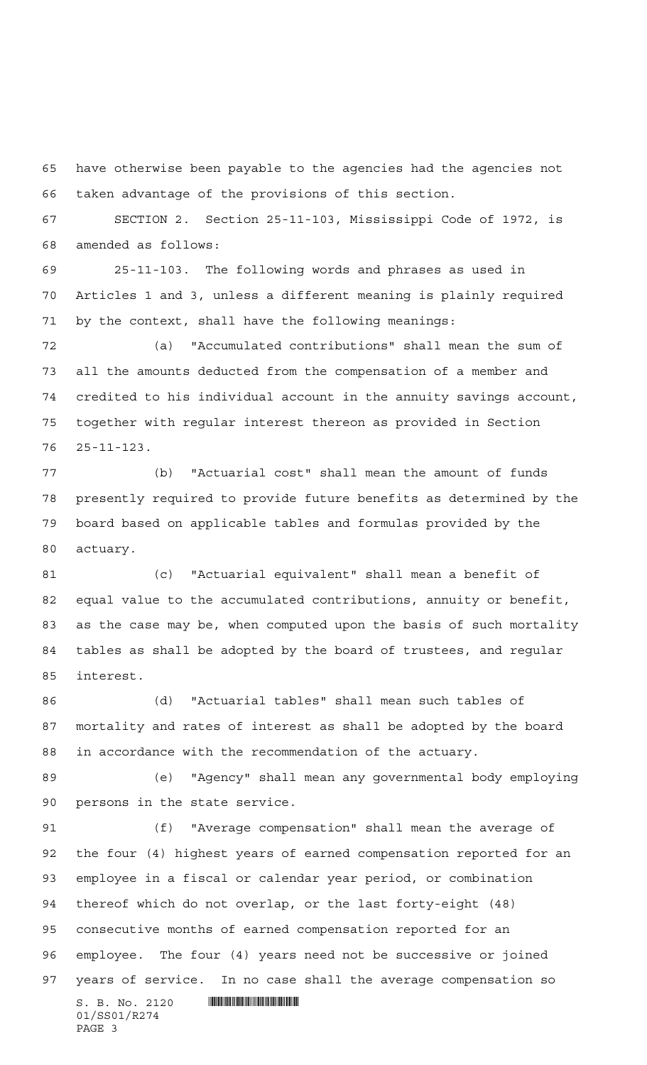have otherwise been payable to the agencies had the agencies not taken advantage of the provisions of this section.

SECTION 2. Section 25-11-103, Mississippi Code of 1972, is amended as follows:

25-11-103. The following words and phrases as used in Articles 1 and 3, unless a different meaning is plainly required by the context, shall have the following meanings:

(a) "Accumulated contributions" shall mean the sum of all the amounts deducted from the compensation of a member and credited to his individual account in the annuity savings account, together with regular interest thereon as provided in Section 25-11-123.

(b) "Actuarial cost" shall mean the amount of funds presently required to provide future benefits as determined by the board based on applicable tables and formulas provided by the actuary.

(c) "Actuarial equivalent" shall mean a benefit of equal value to the accumulated contributions, annuity or benefit, as the case may be, when computed upon the basis of such mortality tables as shall be adopted by the board of trustees, and regular interest.

(d) "Actuarial tables" shall mean such tables of mortality and rates of interest as shall be adopted by the board in accordance with the recommendation of the actuary.

(e) "Agency" shall mean any governmental body employing persons in the state service.

(f) "Average compensation" shall mean the average of the four (4) highest years of earned compensation reported for an employee in a fiscal or calendar year period, or combination thereof which do not overlap, or the last forty-eight (48) consecutive months of earned compensation reported for an employee. The four (4) years need not be successive or joined years of service. In no case shall the average compensation so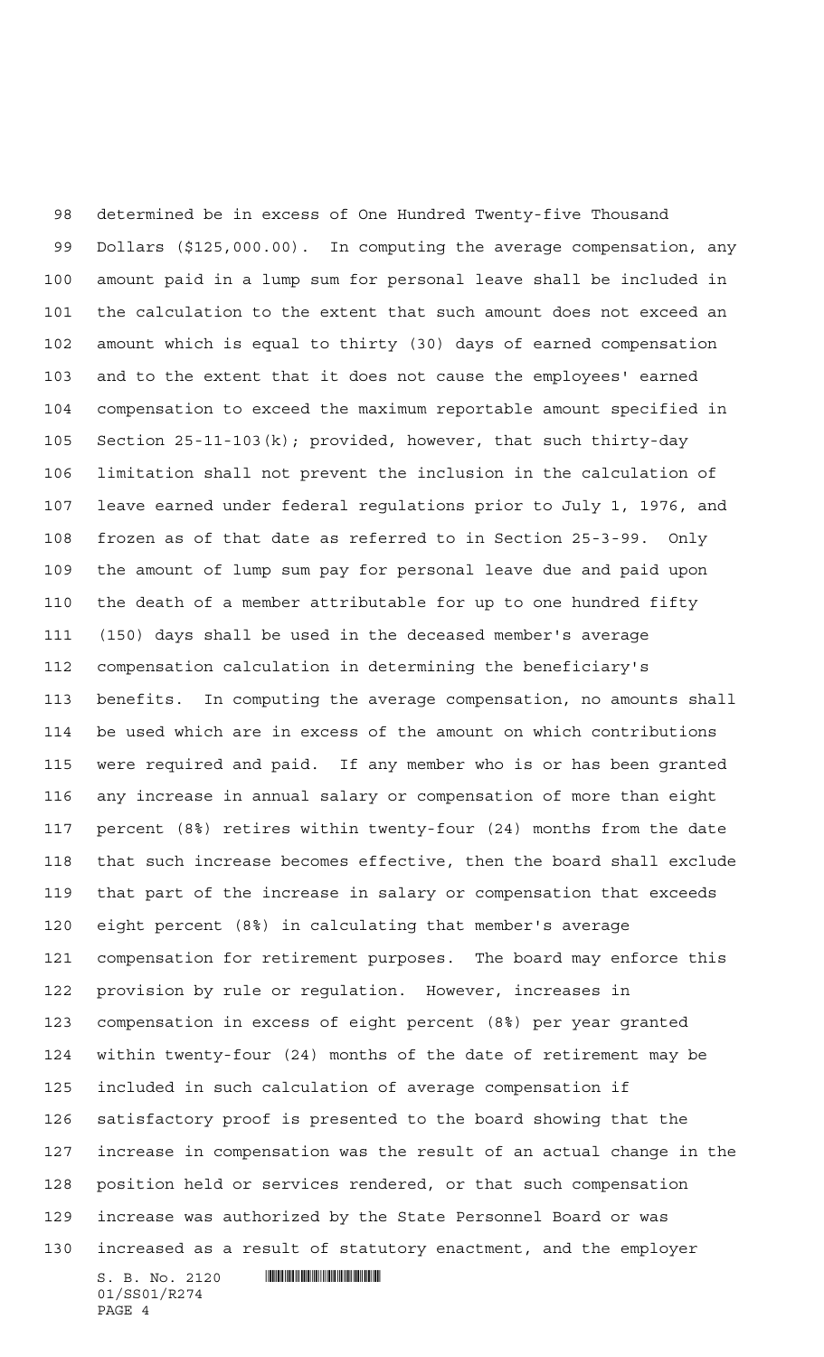determined be in excess of One Hundred Twenty-five Thousand Dollars ($125,000.00). In computing the average compensation, any amount paid in a lump sum for personal leave shall be included in the calculation to the extent that such amount does not exceed an amount which is equal to thirty (30) days of earned compensation and to the extent that it does not cause the employees' earned compensation to exceed the maximum reportable amount specified in Section 25-11-103(k); provided, however, that such thirty-day limitation shall not prevent the inclusion in the calculation of leave earned under federal regulations prior to July 1, 1976, and frozen as of that date as referred to in Section 25-3-99. Only the amount of lump sum pay for personal leave due and paid upon the death of a member attributable for up to one hundred fifty (150) days shall be used in the deceased member's average compensation calculation in determining the beneficiary's benefits. In computing the average compensation, no amounts shall be used which are in excess of the amount on which contributions were required and paid. If any member who is or has been granted any increase in annual salary or compensation of more than eight percent (8%) retires within twenty-four (24) months from the date that such increase becomes effective, then the board shall exclude that part of the increase in salary or compensation that exceeds eight percent (8%) in calculating that member's average compensation for retirement purposes. The board may enforce this provision by rule or regulation. However, increases in compensation in excess of eight percent (8%) per year granted within twenty-four (24) months of the date of retirement may be included in such calculation of average compensation if satisfactory proof is presented to the board showing that the increase in compensation was the result of an actual change in the position held or services rendered, or that such compensation increase was authorized by the State Personnel Board or was increased as a result of statutory enactment, and the employer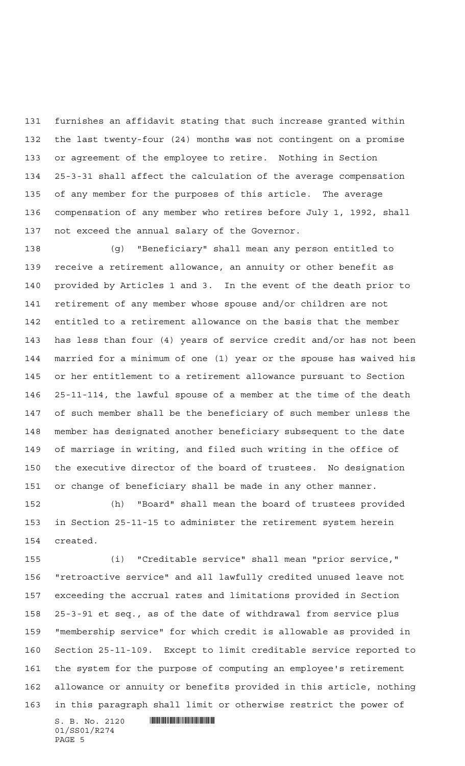furnishes an affidavit stating that such increase granted within the last twenty-four (24) months was not contingent on a promise or agreement of the employee to retire. Nothing in Section 25-3-31 shall affect the calculation of the average compensation of any member for the purposes of this article. The average compensation of any member who retires before July 1, 1992, shall not exceed the annual salary of the Governor.

(g) "Beneficiary" shall mean any person entitled to receive a retirement allowance, an annuity or other benefit as provided by Articles 1 and 3. In the event of the death prior to retirement of any member whose spouse and/or children are not entitled to a retirement allowance on the basis that the member has less than four (4) years of service credit and/or has not been married for a minimum of one (1) year or the spouse has waived his or her entitlement to a retirement allowance pursuant to Section 25-11-114, the lawful spouse of a member at the time of the death of such member shall be the beneficiary of such member unless the member has designated another beneficiary subsequent to the date of marriage in writing, and filed such writing in the office of the executive director of the board of trustees. No designation or change of beneficiary shall be made in any other manner.

(h) "Board" shall mean the board of trustees provided in Section 25-11-15 to administer the retirement system herein created.

(i) "Creditable service" shall mean "prior service," "retroactive service" and all lawfully credited unused leave not exceeding the accrual rates and limitations provided in Section 25-3-91 et seq., as of the date of withdrawal from service plus "membership service" for which credit is allowable as provided in Section 25-11-109. Except to limit creditable service reported to the system for the purpose of computing an employee's retirement allowance or annuity or benefits provided in this article, nothing in this paragraph shall limit or otherwise restrict the power of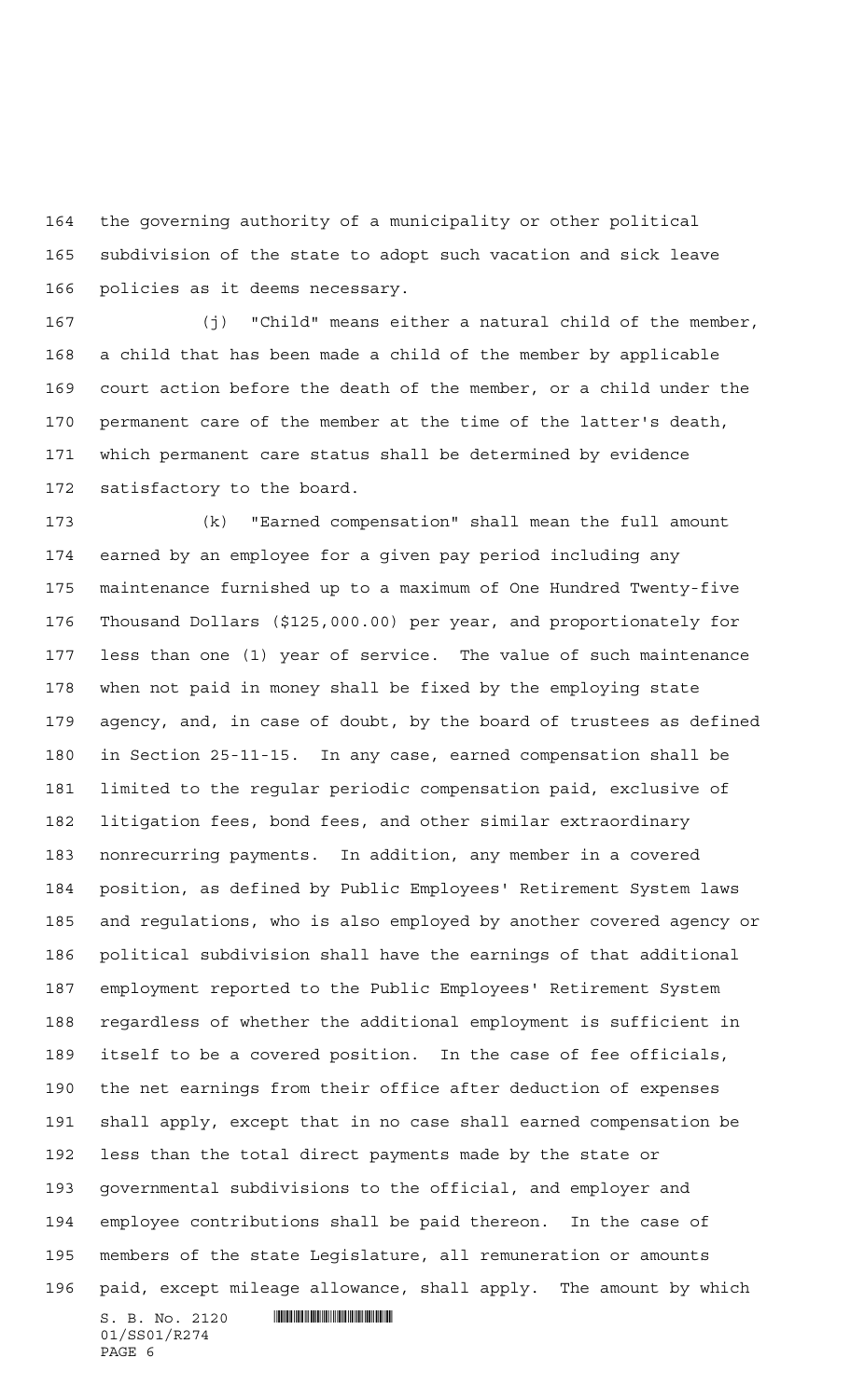the governing authority of a municipality or other political subdivision of the state to adopt such vacation and sick leave policies as it deems necessary.

(j) "Child" means either a natural child of the member, a child that has been made a child of the member by applicable court action before the death of the member, or a child under the permanent care of the member at the time of the latter's death, which permanent care status shall be determined by evidence satisfactory to the board.

(k) "Earned compensation" shall mean the full amount earned by an employee for a given pay period including any maintenance furnished up to a maximum of One Hundred Twenty-five Thousand Dollars ($125,000.00) per year, and proportionately for less than one (1) year of service. The value of such maintenance when not paid in money shall be fixed by the employing state agency, and, in case of doubt, by the board of trustees as defined in Section 25-11-15. In any case, earned compensation shall be limited to the regular periodic compensation paid, exclusive of litigation fees, bond fees, and other similar extraordinary nonrecurring payments. In addition, any member in a covered position, as defined by Public Employees' Retirement System laws and regulations, who is also employed by another covered agency or political subdivision shall have the earnings of that additional employment reported to the Public Employees' Retirement System regardless of whether the additional employment is sufficient in itself to be a covered position. In the case of fee officials, the net earnings from their office after deduction of expenses shall apply, except that in no case shall earned compensation be less than the total direct payments made by the state or governmental subdivisions to the official, and employer and employee contributions shall be paid thereon. In the case of members of the state Legislature, all remuneration or amounts paid, except mileage allowance, shall apply. The amount by which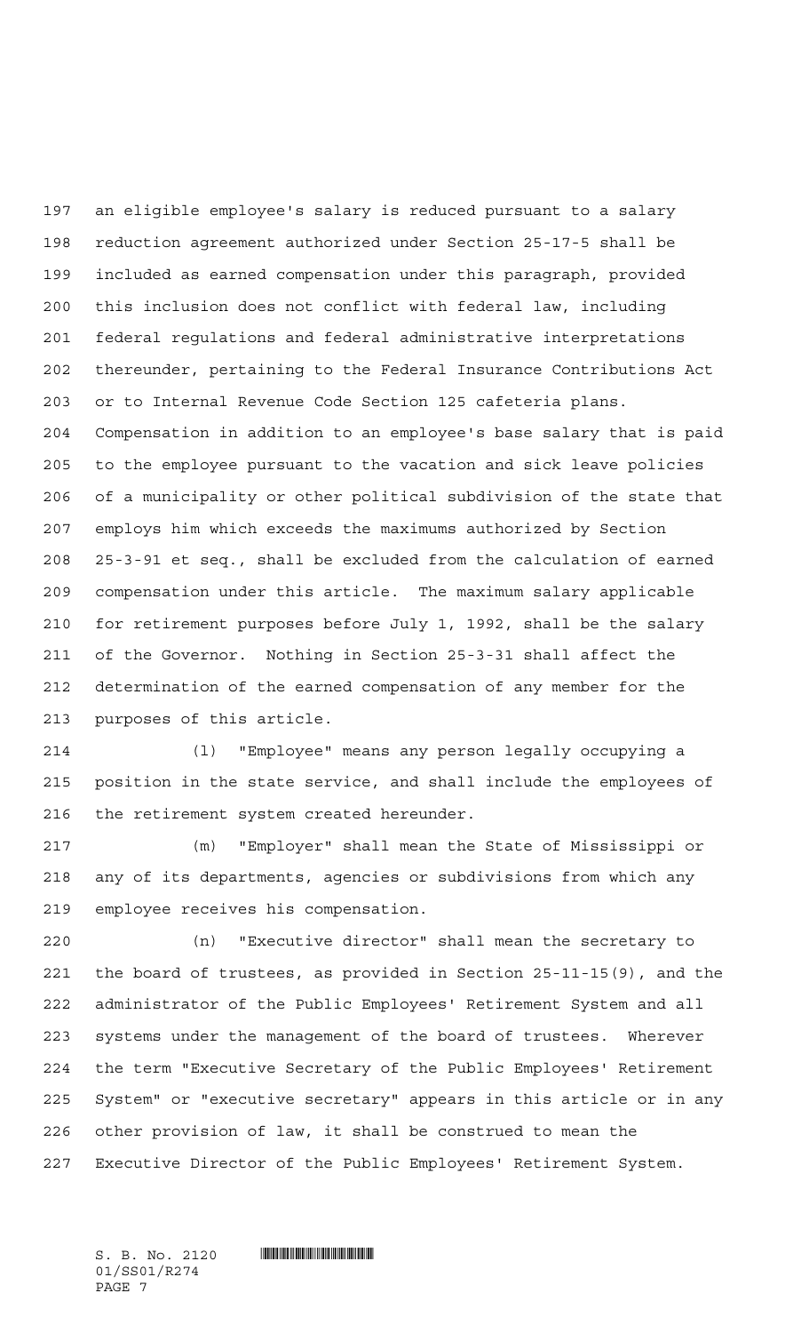an eligible employee's salary is reduced pursuant to a salary reduction agreement authorized under Section 25-17-5 shall be included as earned compensation under this paragraph, provided this inclusion does not conflict with federal law, including federal regulations and federal administrative interpretations thereunder, pertaining to the Federal Insurance Contributions Act or to Internal Revenue Code Section 125 cafeteria plans. Compensation in addition to an employee's base salary that is paid to the employee pursuant to the vacation and sick leave policies of a municipality or other political subdivision of the state that employs him which exceeds the maximums authorized by Section 25-3-91 et seq., shall be excluded from the calculation of earned compensation under this article. The maximum salary applicable for retirement purposes before July 1, 1992, shall be the salary of the Governor. Nothing in Section 25-3-31 shall affect the determination of the earned compensation of any member for the purposes of this article.

(l) "Employee" means any person legally occupying a position in the state service, and shall include the employees of the retirement system created hereunder.

(m) "Employer" shall mean the State of Mississippi or any of its departments, agencies or subdivisions from which any employee receives his compensation.

(n) "Executive director" shall mean the secretary to the board of trustees, as provided in Section 25-11-15(9), and the administrator of the Public Employees' Retirement System and all systems under the management of the board of trustees. Wherever the term "Executive Secretary of the Public Employees' Retirement System" or "executive secretary" appears in this article or in any other provision of law, it shall be construed to mean the Executive Director of the Public Employees' Retirement System.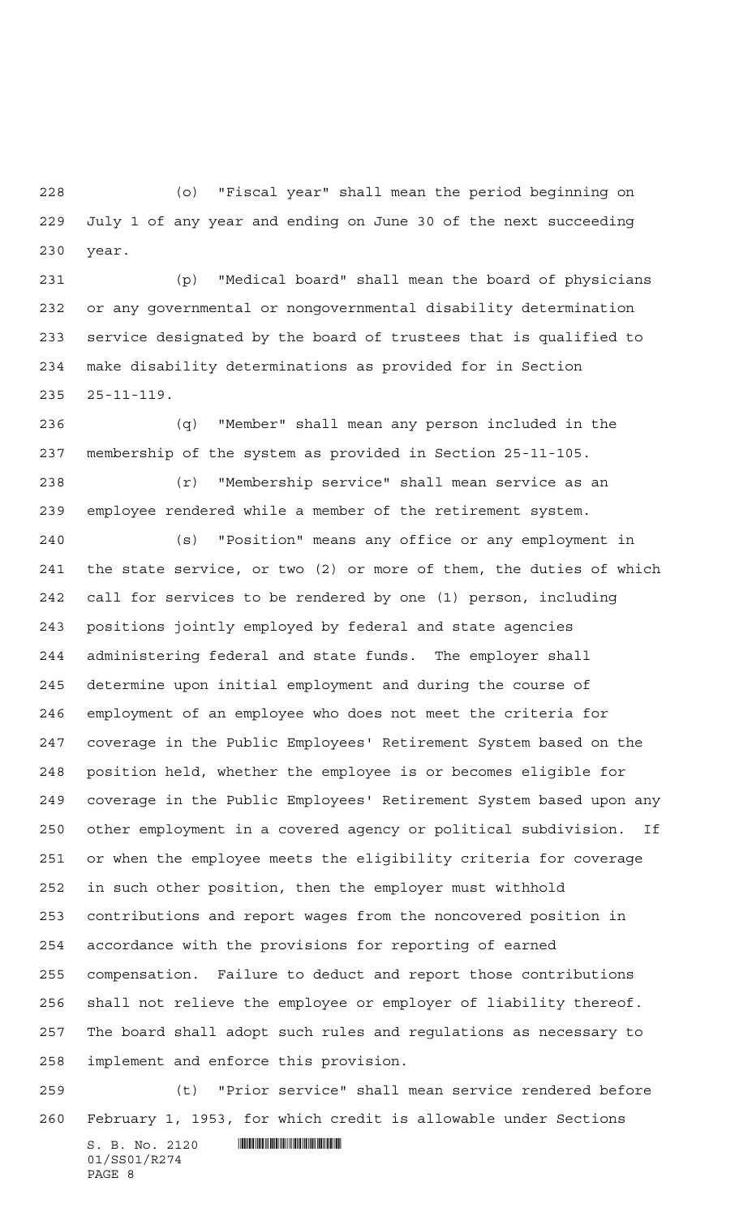(o) "Fiscal year" shall mean the period beginning on July 1 of any year and ending on June 30 of the next succeeding year.

(p) "Medical board" shall mean the board of physicians or any governmental or nongovernmental disability determination service designated by the board of trustees that is qualified to make disability determinations as provided for in Section 25-11-119.

(q) "Member" shall mean any person included in the membership of the system as provided in Section 25-11-105.

(r) "Membership service" shall mean service as an employee rendered while a member of the retirement system.

(s) "Position" means any office or any employment in the state service, or two (2) or more of them, the duties of which call for services to be rendered by one (1) person, including positions jointly employed by federal and state agencies administering federal and state funds. The employer shall determine upon initial employment and during the course of employment of an employee who does not meet the criteria for coverage in the Public Employees' Retirement System based on the position held, whether the employee is or becomes eligible for coverage in the Public Employees' Retirement System based upon any other employment in a covered agency or political subdivision. If or when the employee meets the eligibility criteria for coverage in such other position, then the employer must withhold contributions and report wages from the noncovered position in accordance with the provisions for reporting of earned compensation. Failure to deduct and report those contributions shall not relieve the employee or employer of liability thereof. The board shall adopt such rules and regulations as necessary to implement and enforce this provision.

(t) "Prior service" shall mean service rendered before February 1, 1953, for which credit is allowable under Sections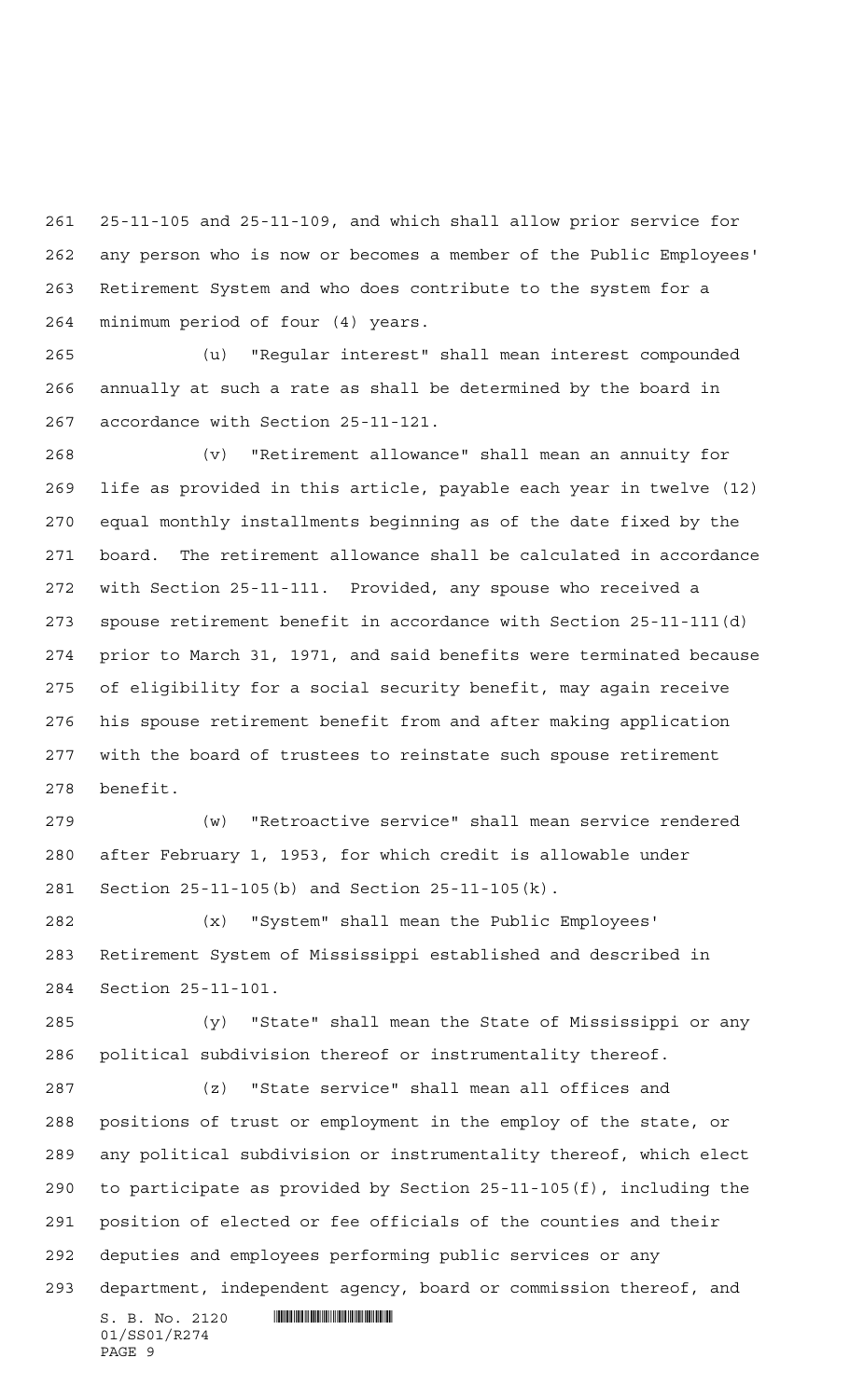25-11-105 and 25-11-109, and which shall allow prior service for any person who is now or becomes a member of the Public Employees' Retirement System and who does contribute to the system for a minimum period of four (4) years.

(u) "Regular interest" shall mean interest compounded annually at such a rate as shall be determined by the board in accordance with Section 25-11-121.

(v) "Retirement allowance" shall mean an annuity for life as provided in this article, payable each year in twelve (12) equal monthly installments beginning as of the date fixed by the board. The retirement allowance shall be calculated in accordance with Section 25-11-111. Provided, any spouse who received a spouse retirement benefit in accordance with Section 25-11-111(d) prior to March 31, 1971, and said benefits were terminated because of eligibility for a social security benefit, may again receive his spouse retirement benefit from and after making application with the board of trustees to reinstate such spouse retirement benefit.

(w) "Retroactive service" shall mean service rendered after February 1, 1953, for which credit is allowable under Section 25-11-105(b) and Section 25-11-105(k).

(x) "System" shall mean the Public Employees' Retirement System of Mississippi established and described in Section 25-11-101.

(y) "State" shall mean the State of Mississippi or any political subdivision thereof or instrumentality thereof.

(z) "State service" shall mean all offices and positions of trust or employment in the employ of the state, or any political subdivision or instrumentality thereof, which elect to participate as provided by Section 25-11-105(f), including the position of elected or fee officials of the counties and their deputies and employees performing public services or any department, independent agency, board or commission thereof, and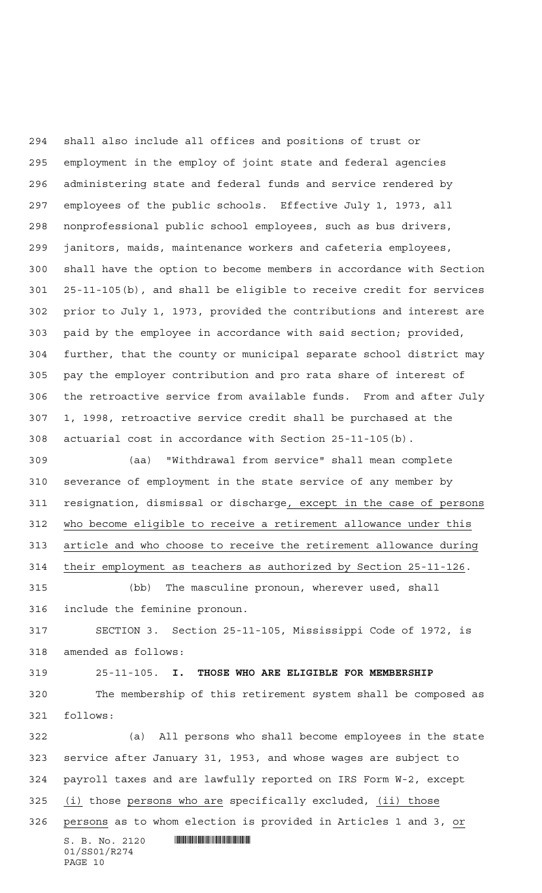shall also include all offices and positions of trust or employment in the employ of joint state and federal agencies administering state and federal funds and service rendered by employees of the public schools. Effective July 1, 1973, all nonprofessional public school employees, such as bus drivers, janitors, maids, maintenance workers and cafeteria employees, shall have the option to become members in accordance with Section 25-11-105(b), and shall be eligible to receive credit for services prior to July 1, 1973, provided the contributions and interest are paid by the employee in accordance with said section; provided, further, that the county or municipal separate school district may pay the employer contribution and pro rata share of interest of the retroactive service from available funds. From and after July 1, 1998, retroactive service credit shall be purchased at the actuarial cost in accordance with Section 25-11-105(b).

(aa) "Withdrawal from service" shall mean complete severance of employment in the state service of any member by resignation, dismissal or discharge, except in the case of persons who become eligible to receive a retirement allowance under this article and who choose to receive the retirement allowance during their employment as teachers as authorized by Section 25-11-126.

(bb) The masculine pronoun, wherever used, shall include the feminine pronoun.

SECTION 3. Section 25-11-105, Mississippi Code of 1972, is amended as follows:

25-11-105. **I. THOSE WHO ARE ELIGIBLE FOR MEMBERSHIP**

The membership of this retirement system shall be composed as follows:

(a) All persons who shall become employees in the state service after January 31, 1953, and whose wages are subject to payroll taxes and are lawfully reported on IRS Form W-2, except (i) those persons who are specifically excluded, (ii) those persons as to whom election is provided in Articles 1 and 3, or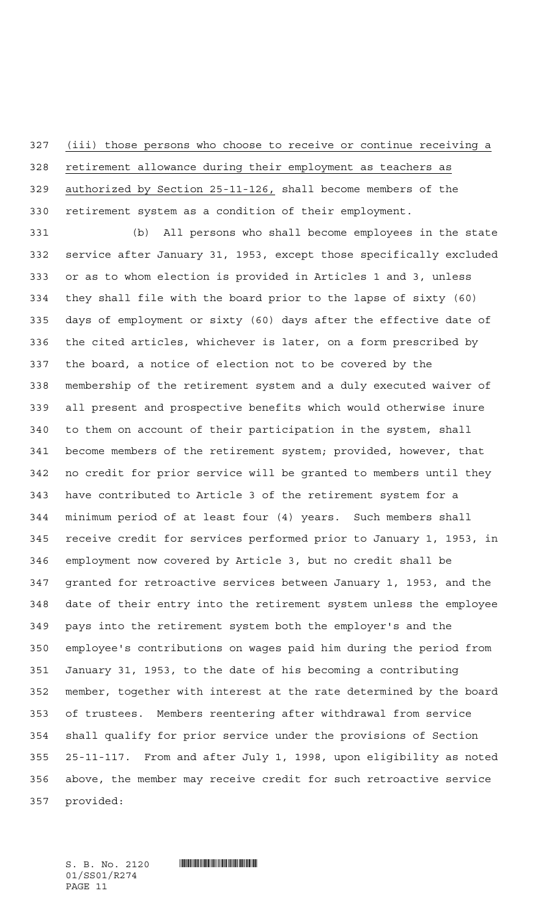(iii) those persons who choose to receive or continue receiving a retirement allowance during their employment as teachers as authorized by Section 25-11-126, shall become members of the retirement system as a condition of their employment.

(b) All persons who shall become employees in the state service after January 31, 1953, except those specifically excluded or as to whom election is provided in Articles 1 and 3, unless they shall file with the board prior to the lapse of sixty (60) days of employment or sixty (60) days after the effective date of the cited articles, whichever is later, on a form prescribed by the board, a notice of election not to be covered by the membership of the retirement system and a duly executed waiver of all present and prospective benefits which would otherwise inure to them on account of their participation in the system, shall become members of the retirement system; provided, however, that no credit for prior service will be granted to members until they have contributed to Article 3 of the retirement system for a minimum period of at least four (4) years. Such members shall receive credit for services performed prior to January 1, 1953, in employment now covered by Article 3, but no credit shall be granted for retroactive services between January 1, 1953, and the date of their entry into the retirement system unless the employee pays into the retirement system both the employer's and the employee's contributions on wages paid him during the period from January 31, 1953, to the date of his becoming a contributing member, together with interest at the rate determined by the board of trustees. Members reentering after withdrawal from service shall qualify for prior service under the provisions of Section 25-11-117. From and after July 1, 1998, upon eligibility as noted above, the member may receive credit for such retroactive service provided: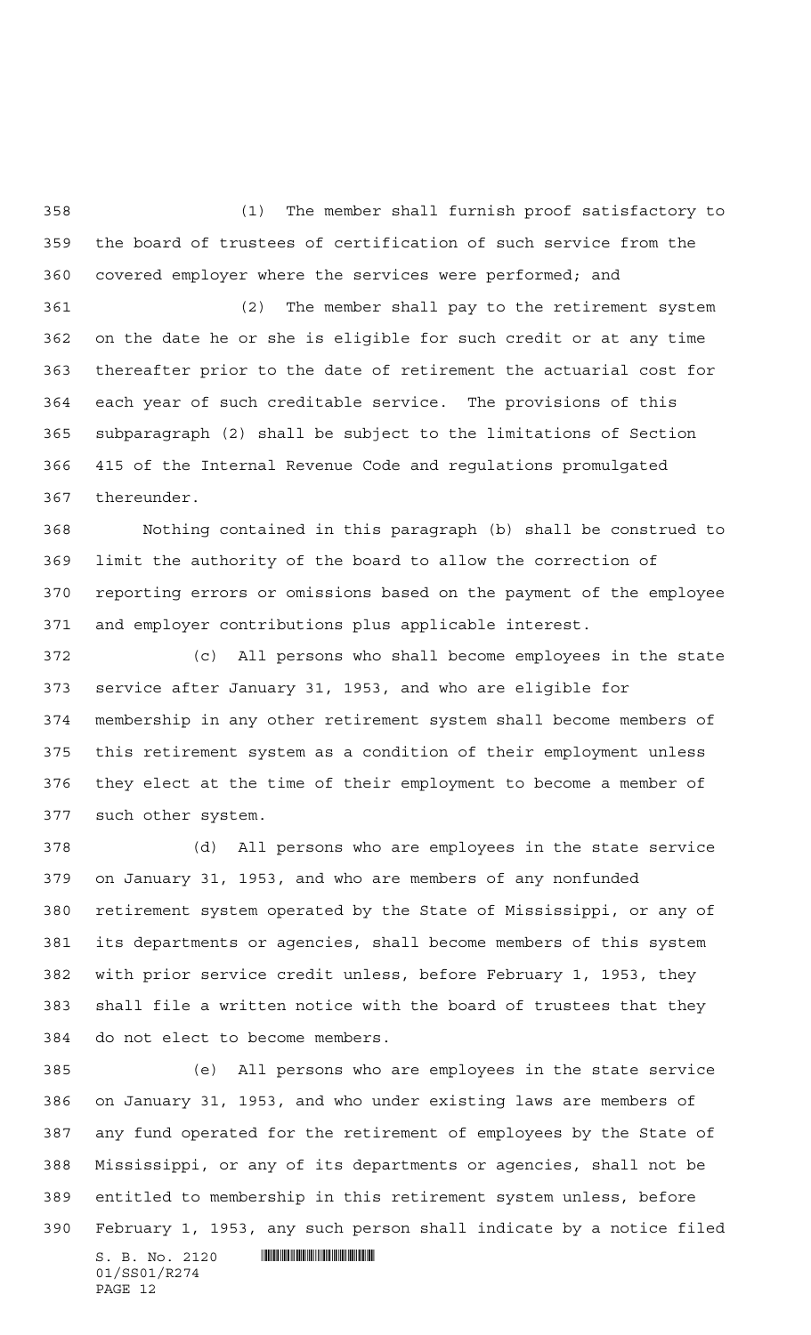(1) The member shall furnish proof satisfactory to the board of trustees of certification of such service from the covered employer where the services were performed; and

(2) The member shall pay to the retirement system on the date he or she is eligible for such credit or at any time thereafter prior to the date of retirement the actuarial cost for each year of such creditable service. The provisions of this subparagraph (2) shall be subject to the limitations of Section 415 of the Internal Revenue Code and regulations promulgated thereunder.

Nothing contained in this paragraph (b) shall be construed to limit the authority of the board to allow the correction of reporting errors or omissions based on the payment of the employee and employer contributions plus applicable interest.

(c) All persons who shall become employees in the state service after January 31, 1953, and who are eligible for membership in any other retirement system shall become members of this retirement system as a condition of their employment unless they elect at the time of their employment to become a member of such other system.

(d) All persons who are employees in the state service on January 31, 1953, and who are members of any nonfunded retirement system operated by the State of Mississippi, or any of its departments or agencies, shall become members of this system with prior service credit unless, before February 1, 1953, they shall file a written notice with the board of trustees that they do not elect to become members.

(e) All persons who are employees in the state service on January 31, 1953, and who under existing laws are members of any fund operated for the retirement of employees by the State of Mississippi, or any of its departments or agencies, shall not be entitled to membership in this retirement system unless, before February 1, 1953, any such person shall indicate by a notice filed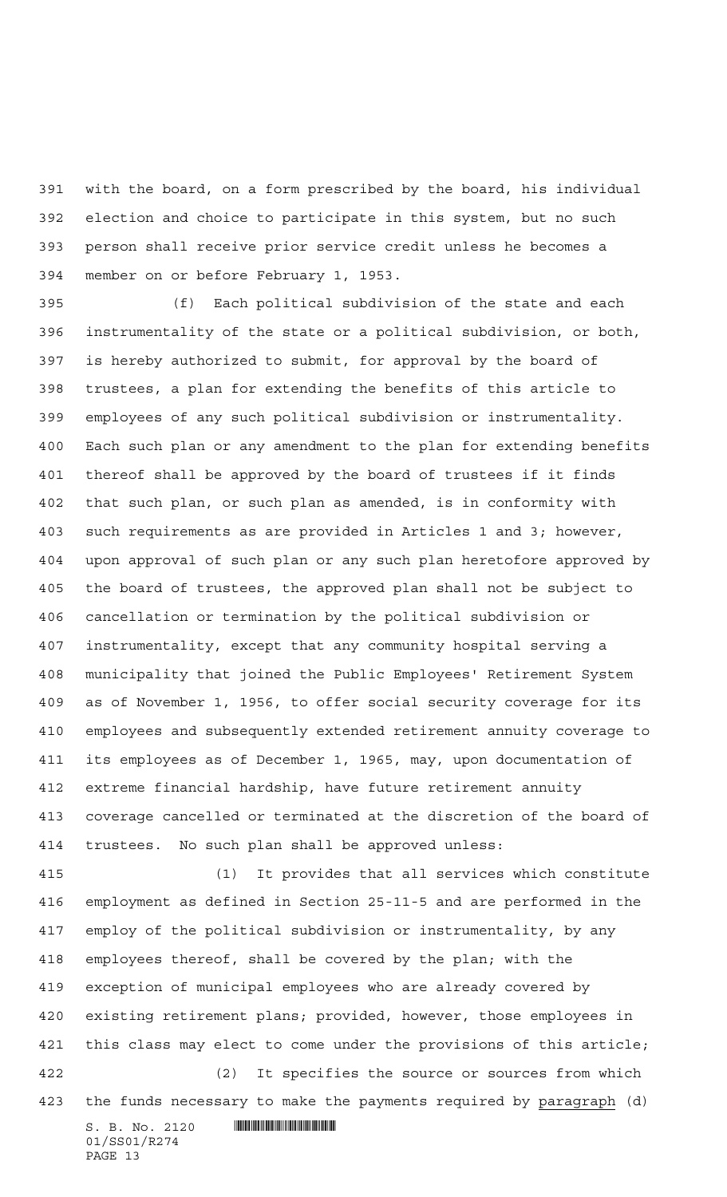with the board, on a form prescribed by the board, his individual election and choice to participate in this system, but no such person shall receive prior service credit unless he becomes a member on or before February 1, 1953.

(f) Each political subdivision of the state and each instrumentality of the state or a political subdivision, or both, is hereby authorized to submit, for approval by the board of trustees, a plan for extending the benefits of this article to employees of any such political subdivision or instrumentality. Each such plan or any amendment to the plan for extending benefits thereof shall be approved by the board of trustees if it finds that such plan, or such plan as amended, is in conformity with such requirements as are provided in Articles 1 and 3; however, upon approval of such plan or any such plan heretofore approved by the board of trustees, the approved plan shall not be subject to cancellation or termination by the political subdivision or instrumentality, except that any community hospital serving a municipality that joined the Public Employees' Retirement System as of November 1, 1956, to offer social security coverage for its employees and subsequently extended retirement annuity coverage to its employees as of December 1, 1965, may, upon documentation of extreme financial hardship, have future retirement annuity coverage cancelled or terminated at the discretion of the board of trustees. No such plan shall be approved unless:

(1) It provides that all services which constitute employment as defined in Section 25-11-5 and are performed in the employ of the political subdivision or instrumentality, by any employees thereof, shall be covered by the plan; with the exception of municipal employees who are already covered by existing retirement plans; provided, however, those employees in this class may elect to come under the provisions of this article;

(2) It specifies the source or sources from which the funds necessary to make the payments required by paragraph (d)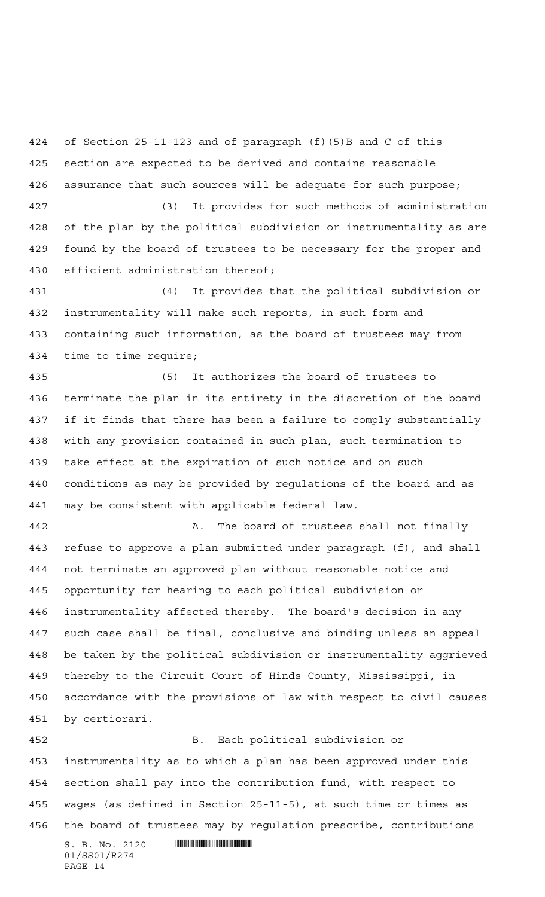of Section 25-11-123 and of paragraph (f)(5)B and C of this section are expected to be derived and contains reasonable assurance that such sources will be adequate for such purpose;

(3) It provides for such methods of administration of the plan by the political subdivision or instrumentality as are found by the board of trustees to be necessary for the proper and efficient administration thereof;

(4) It provides that the political subdivision or instrumentality will make such reports, in such form and containing such information, as the board of trustees may from time to time require;

(5) It authorizes the board of trustees to terminate the plan in its entirety in the discretion of the board if it finds that there has been a failure to comply substantially with any provision contained in such plan, such termination to take effect at the expiration of such notice and on such conditions as may be provided by regulations of the board and as may be consistent with applicable federal law.

A. The board of trustees shall not finally refuse to approve a plan submitted under paragraph (f), and shall not terminate an approved plan without reasonable notice and opportunity for hearing to each political subdivision or instrumentality affected thereby. The board's decision in any such case shall be final, conclusive and binding unless an appeal be taken by the political subdivision or instrumentality aggrieved thereby to the Circuit Court of Hinds County, Mississippi, in accordance with the provisions of law with respect to civil causes by certiorari.

B. Each political subdivision or instrumentality as to which a plan has been approved under this section shall pay into the contribution fund, with respect to wages (as defined in Section 25-11-5), at such time or times as the board of trustees may by regulation prescribe, contributions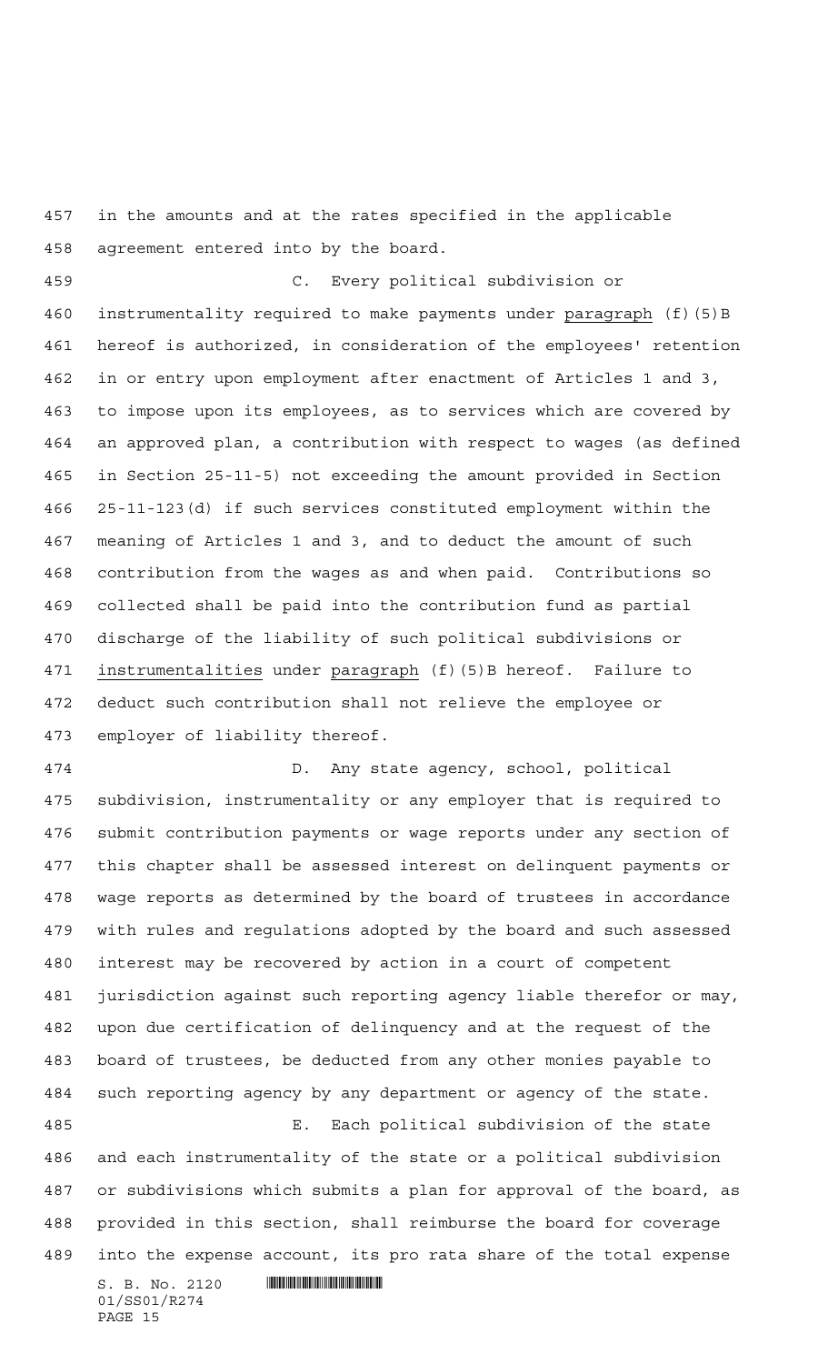in the amounts and at the rates specified in the applicable agreement entered into by the board.

C. Every political subdivision or instrumentality required to make payments under paragraph (f)(5)B hereof is authorized, in consideration of the employees' retention in or entry upon employment after enactment of Articles 1 and 3, to impose upon its employees, as to services which are covered by an approved plan, a contribution with respect to wages (as defined in Section 25-11-5) not exceeding the amount provided in Section 25-11-123(d) if such services constituted employment within the meaning of Articles 1 and 3, and to deduct the amount of such contribution from the wages as and when paid. Contributions so collected shall be paid into the contribution fund as partial discharge of the liability of such political subdivisions or instrumentalities under paragraph (f)(5)B hereof. Failure to deduct such contribution shall not relieve the employee or employer of liability thereof.

D. Any state agency, school, political subdivision, instrumentality or any employer that is required to submit contribution payments or wage reports under any section of this chapter shall be assessed interest on delinquent payments or wage reports as determined by the board of trustees in accordance with rules and regulations adopted by the board and such assessed interest may be recovered by action in a court of competent jurisdiction against such reporting agency liable therefor or may, upon due certification of delinquency and at the request of the board of trustees, be deducted from any other monies payable to such reporting agency by any department or agency of the state.

E. Each political subdivision of the state and each instrumentality of the state or a political subdivision or subdivisions which submits a plan for approval of the board, as provided in this section, shall reimburse the board for coverage into the expense account, its pro rata share of the total expense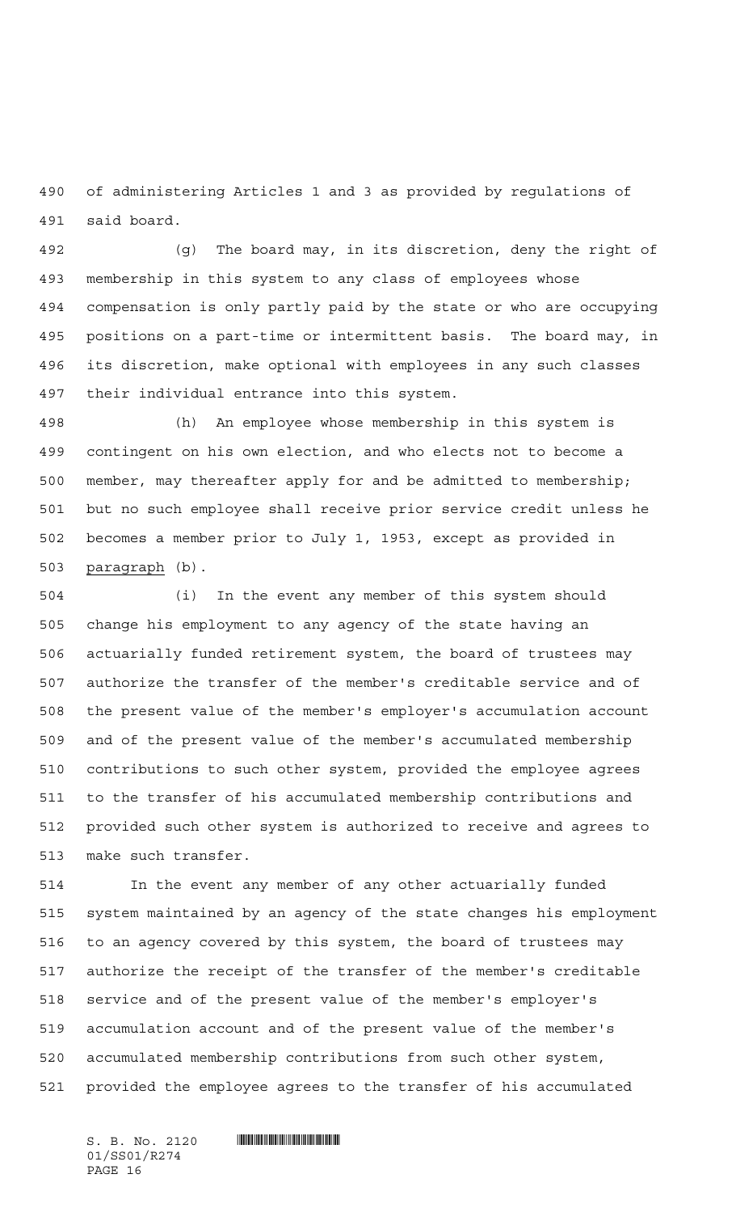of administering Articles 1 and 3 as provided by regulations of said board.

(g) The board may, in its discretion, deny the right of membership in this system to any class of employees whose compensation is only partly paid by the state or who are occupying positions on a part-time or intermittent basis. The board may, in its discretion, make optional with employees in any such classes their individual entrance into this system.

(h) An employee whose membership in this system is contingent on his own election, and who elects not to become a member, may thereafter apply for and be admitted to membership; but no such employee shall receive prior service credit unless he becomes a member prior to July 1, 1953, except as provided in paragraph (b).

(i) In the event any member of this system should change his employment to any agency of the state having an actuarially funded retirement system, the board of trustees may authorize the transfer of the member's creditable service and of the present value of the member's employer's accumulation account and of the present value of the member's accumulated membership contributions to such other system, provided the employee agrees to the transfer of his accumulated membership contributions and provided such other system is authorized to receive and agrees to make such transfer.

In the event any member of any other actuarially funded system maintained by an agency of the state changes his employment to an agency covered by this system, the board of trustees may authorize the receipt of the transfer of the member's creditable service and of the present value of the member's employer's accumulation account and of the present value of the member's accumulated membership contributions from such other system, provided the employee agrees to the transfer of his accumulated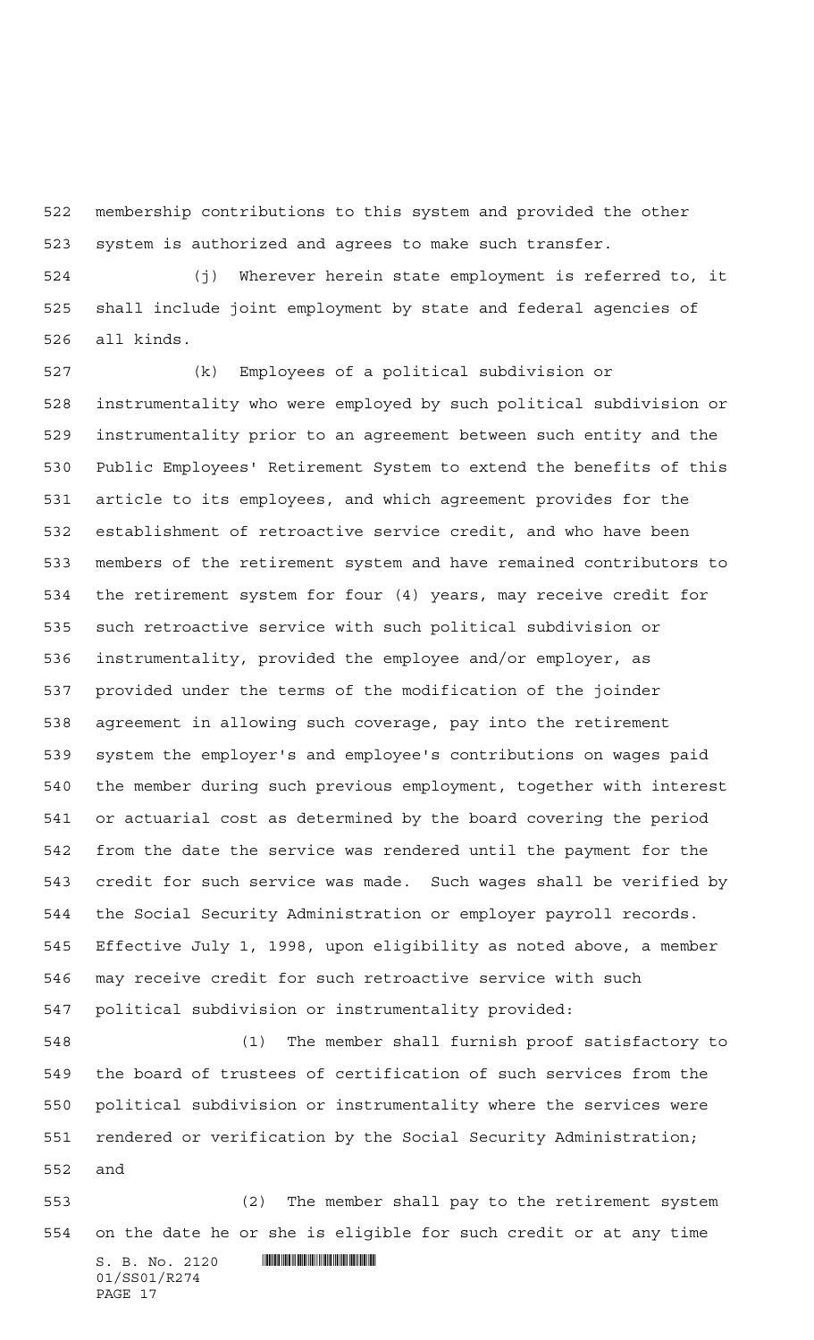membership contributions to this system and provided the other system is authorized and agrees to make such transfer.

(j) Wherever herein state employment is referred to, it shall include joint employment by state and federal agencies of all kinds.

(k) Employees of a political subdivision or instrumentality who were employed by such political subdivision or instrumentality prior to an agreement between such entity and the Public Employees' Retirement System to extend the benefits of this article to its employees, and which agreement provides for the establishment of retroactive service credit, and who have been members of the retirement system and have remained contributors to the retirement system for four (4) years, may receive credit for such retroactive service with such political subdivision or instrumentality, provided the employee and/or employer, as provided under the terms of the modification of the joinder agreement in allowing such coverage, pay into the retirement system the employer's and employee's contributions on wages paid the member during such previous employment, together with interest or actuarial cost as determined by the board covering the period from the date the service was rendered until the payment for the credit for such service was made. Such wages shall be verified by the Social Security Administration or employer payroll records. Effective July 1, 1998, upon eligibility as noted above, a member may receive credit for such retroactive service with such political subdivision or instrumentality provided:

(1) The member shall furnish proof satisfactory to the board of trustees of certification of such services from the political subdivision or instrumentality where the services were rendered or verification by the Social Security Administration; and

(2) The member shall pay to the retirement system on the date he or she is eligible for such credit or at any time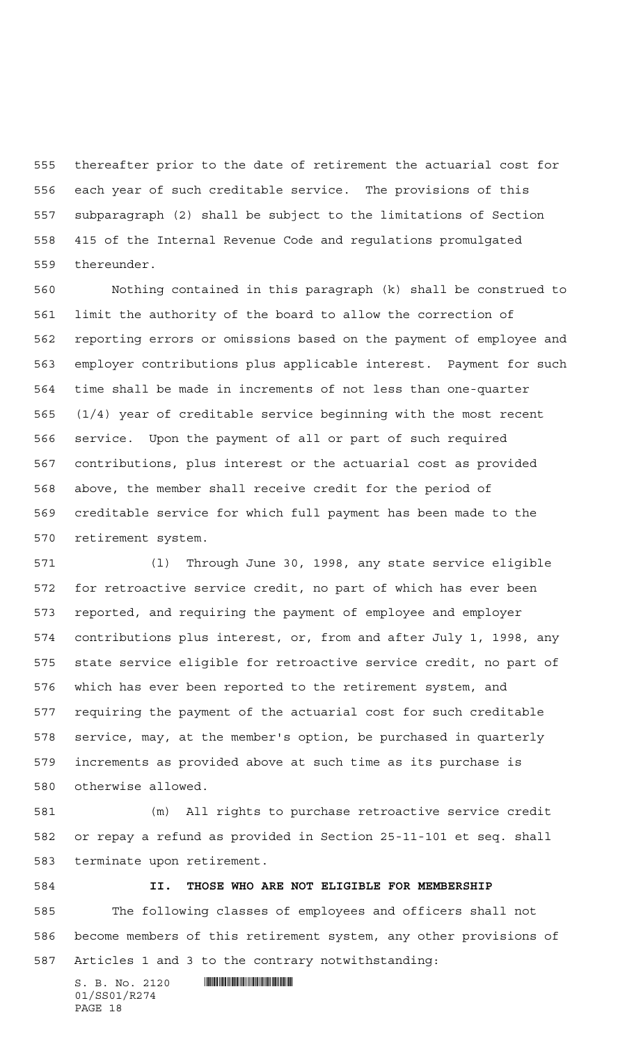thereafter prior to the date of retirement the actuarial cost for each year of such creditable service. The provisions of this subparagraph (2) shall be subject to the limitations of Section 415 of the Internal Revenue Code and regulations promulgated thereunder.

Nothing contained in this paragraph (k) shall be construed to limit the authority of the board to allow the correction of reporting errors or omissions based on the payment of employee and employer contributions plus applicable interest. Payment for such time shall be made in increments of not less than one-quarter (1/4) year of creditable service beginning with the most recent service. Upon the payment of all or part of such required contributions, plus interest or the actuarial cost as provided above, the member shall receive credit for the period of creditable service for which full payment has been made to the retirement system.

(l) Through June 30, 1998, any state service eligible for retroactive service credit, no part of which has ever been reported, and requiring the payment of employee and employer contributions plus interest, or, from and after July 1, 1998, any state service eligible for retroactive service credit, no part of which has ever been reported to the retirement system, and requiring the payment of the actuarial cost for such creditable service, may, at the member's option, be purchased in quarterly increments as provided above at such time as its purchase is otherwise allowed.

(m) All rights to purchase retroactive service credit or repay a refund as provided in Section 25-11-101 et seq. shall terminate upon retirement.

**II. THOSE WHO ARE NOT ELIGIBLE FOR MEMBERSHIP**

The following classes of employees and officers shall not become members of this retirement system, any other provisions of Articles 1 and 3 to the contrary notwithstanding: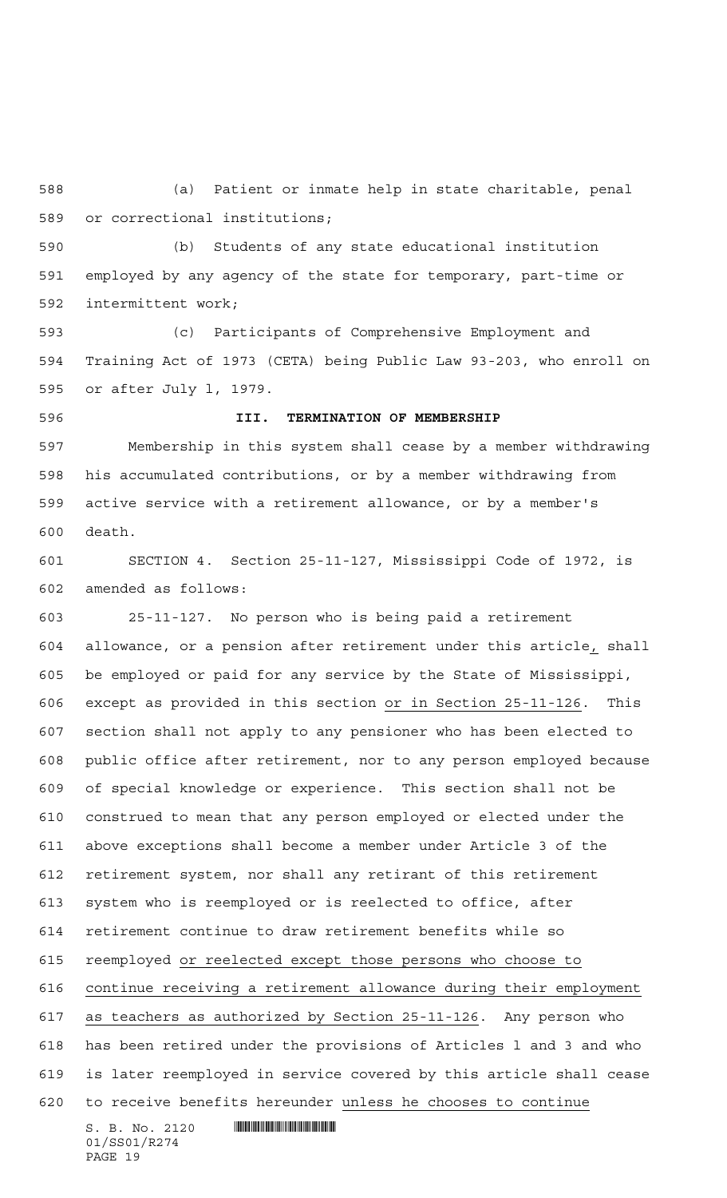(a) Patient or inmate help in state charitable, penal or correctional institutions;

(b) Students of any state educational institution employed by any agency of the state for temporary, part-time or intermittent work;

(c) Participants of Comprehensive Employment and Training Act of 1973 (CETA) being Public Law 93-203, who enroll on or after July 1, 1979.

**III. TERMINATION OF MEMBERSHIP**

Membership in this system shall cease by a member withdrawing his accumulated contributions, or by a member withdrawing from active service with a retirement allowance, or by a member's death.

SECTION 4. Section 25-11-127, Mississippi Code of 1972, is amended as follows:

25-11-127. No person who is being paid a retirement allowance, or a pension after retirement under this article, shall be employed or paid for any service by the State of Mississippi, except as provided in this section or in Section 25-11-126. This section shall not apply to any pensioner who has been elected to public office after retirement, nor to any person employed because of special knowledge or experience. This section shall not be construed to mean that any person employed or elected under the above exceptions shall become a member under Article 3 of the retirement system, nor shall any retirant of this retirement system who is reemployed or is reelected to office, after retirement continue to draw retirement benefits while so reemployed or reelected except those persons who choose to continue receiving a retirement allowance during their employment as teachers as authorized by Section 25-11-126. Any person who has been retired under the provisions of Articles 1 and 3 and who is later reemployed in service covered by this article shall cease to receive benefits hereunder unless he chooses to continue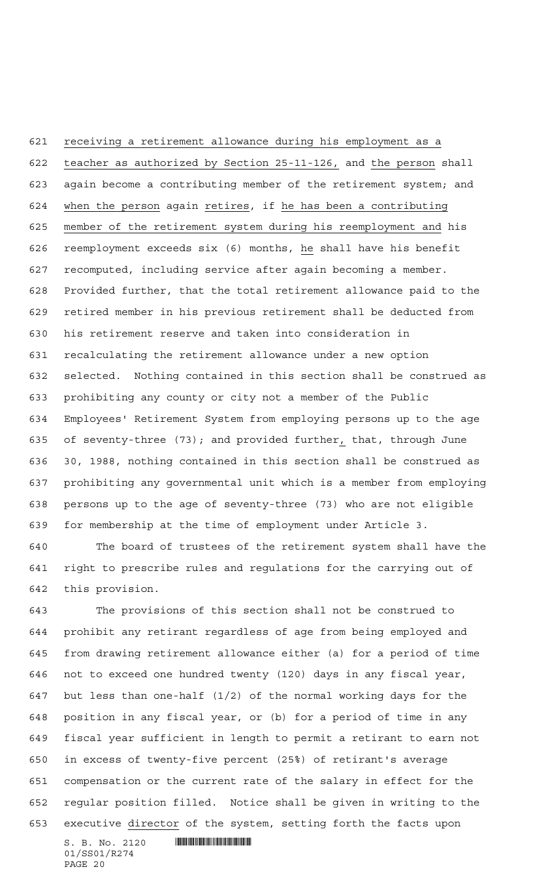receiving a retirement allowance during his employment as a teacher as authorized by Section 25-11-126, and the person shall again become a contributing member of the retirement system; and when the person again retires, if he has been a contributing member of the retirement system during his reemployment and his reemployment exceeds six (6) months, he shall have his benefit recomputed, including service after again becoming a member. Provided further, that the total retirement allowance paid to the retired member in his previous retirement shall be deducted from his retirement reserve and taken into consideration in recalculating the retirement allowance under a new option selected. Nothing contained in this section shall be construed as prohibiting any county or city not a member of the Public Employees' Retirement System from employing persons up to the age of seventy-three (73); and provided further, that, through June 30, 1988, nothing contained in this section shall be construed as prohibiting any governmental unit which is a member from employing persons up to the age of seventy-three (73) who are not eligible for membership at the time of employment under Article 3.

The board of trustees of the retirement system shall have the right to prescribe rules and regulations for the carrying out of this provision.

The provisions of this section shall not be construed to prohibit any retirant regardless of age from being employed and from drawing retirement allowance either (a) for a period of time not to exceed one hundred twenty (120) days in any fiscal year, but less than one-half (1/2) of the normal working days for the position in any fiscal year, or (b) for a period of time in any fiscal year sufficient in length to permit a retirant to earn not in excess of twenty-five percent (25%) of retirant's average compensation or the current rate of the salary in effect for the regular position filled. Notice shall be given in writing to the executive director of the system, setting forth the facts upon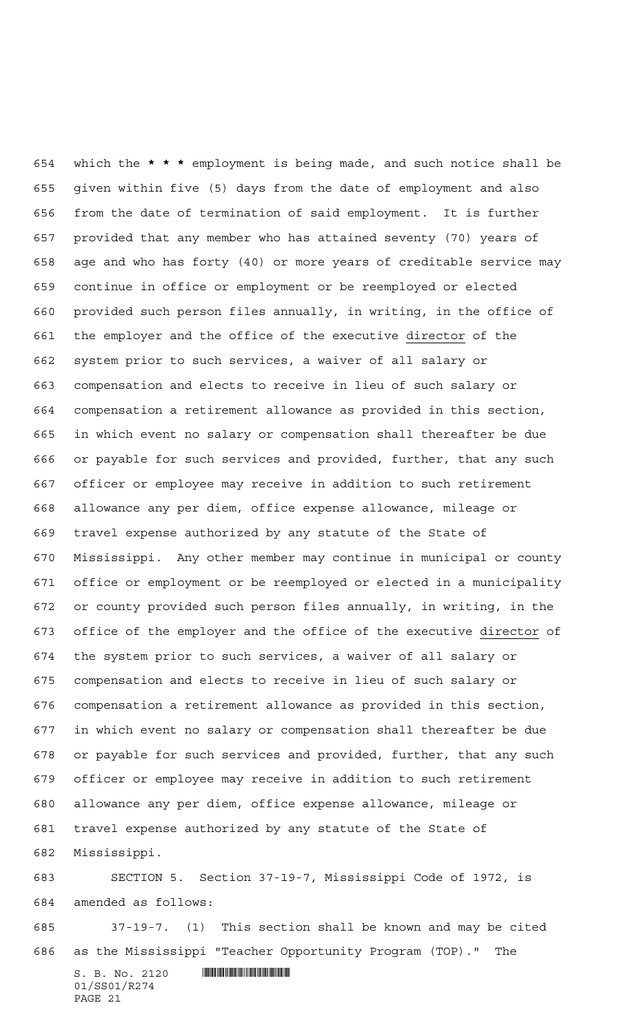which the * * * employment is being made, and such notice shall be given within five (5) days from the date of employment and also from the date of termination of said employment. It is further provided that any member who has attained seventy (70) years of age and who has forty (40) or more years of creditable service may continue in office or employment or be reemployed or elected provided such person files annually, in writing, in the office of the employer and the office of the executive director of the system prior to such services, a waiver of all salary or compensation and elects to receive in lieu of such salary or compensation a retirement allowance as provided in this section, in which event no salary or compensation shall thereafter be due or payable for such services and provided, further, that any such officer or employee may receive in addition to such retirement allowance any per diem, office expense allowance, mileage or travel expense authorized by any statute of the State of Mississippi. Any other member may continue in municipal or county office or employment or be reemployed or elected in a municipality or county provided such person files annually, in writing, in the office of the employer and the office of the executive director of the system prior to such services, a waiver of all salary or compensation and elects to receive in lieu of such salary or compensation a retirement allowance as provided in this section, in which event no salary or compensation shall thereafter be due or payable for such services and provided, further, that any such officer or employee may receive in addition to such retirement allowance any per diem, office expense allowance, mileage or travel expense authorized by any statute of the State of Mississippi.

SECTION 5. Section 37-19-7, Mississippi Code of 1972, is amended as follows:

37-19-7. (1) This section shall be known and may be cited as the Mississippi "Teacher Opportunity Program (TOP)." The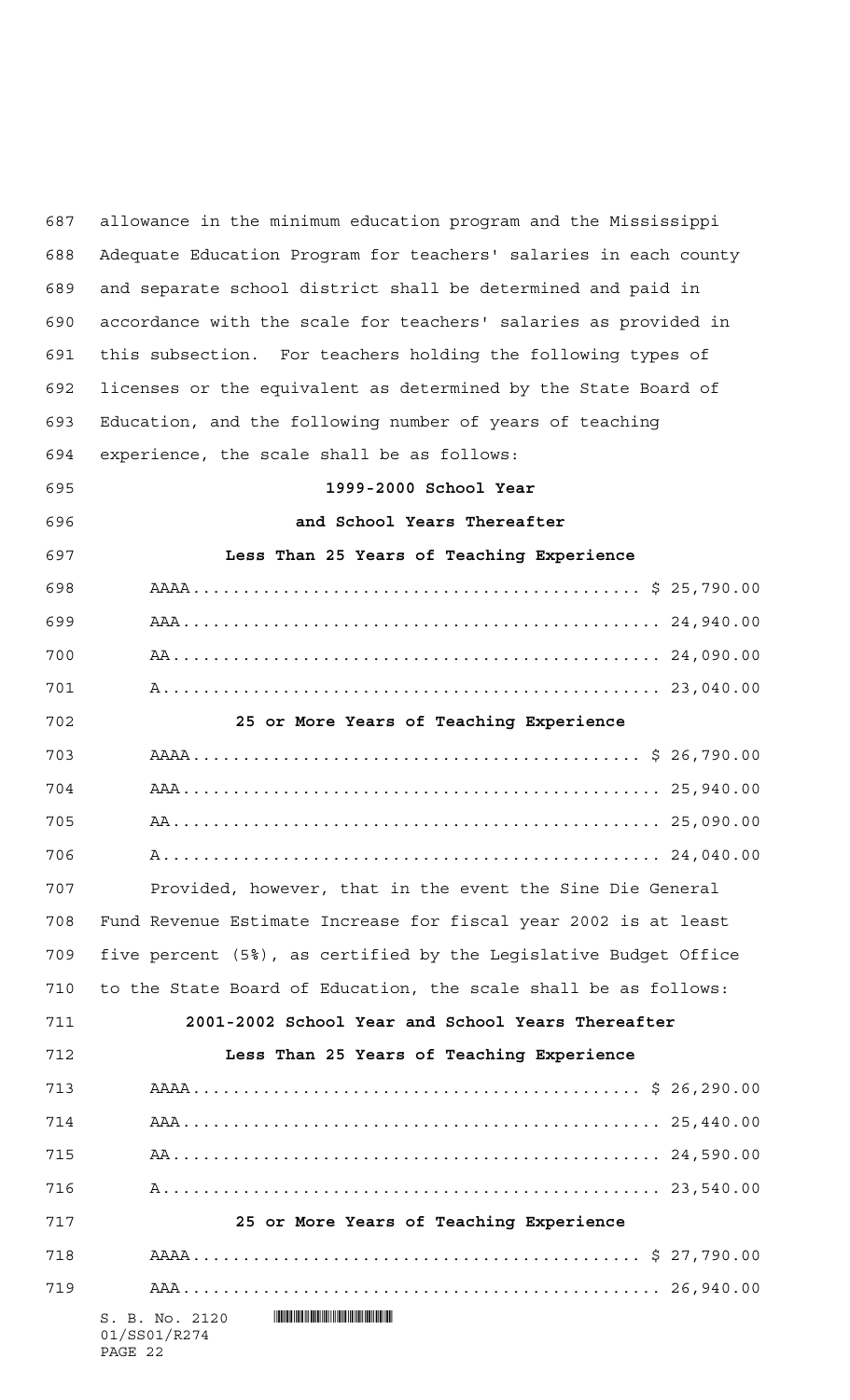allowance in the minimum education program and the Mississippi Adequate Education Program for teachers' salaries in each county and separate school district shall be determined and paid in accordance with the scale for teachers' salaries as provided in this subsection. For teachers holding the following types of licenses or the equivalent as determined by the State Board of Education, and the following number of years of teaching experience, the scale shall be as follows:

**1999-2000 School Year**

**and School Years Thereafter**

**Less Than 25 Years of Teaching Experience**

| | |
|---|---|
| AAAA | $ 25,790.00 |
| AAA | 24,940.00 |
| AA | 24,090.00 |
| A | 23,040.00 |

**25 or More Years of Teaching Experience**

| | |
|---|---|
| AAAA | $ 26,790.00 |
| AAA | 25,940.00 |
| AA | 25,090.00 |
| A | 24,040.00 |

Provided, however, that in the event the Sine Die General Fund Revenue Estimate Increase for fiscal year 2002 is at least five percent (5%), as certified by the Legislative Budget Office to the State Board of Education, the scale shall be as follows:

**2001-2002 School Year and School Years Thereafter**

**Less Than 25 Years of Teaching Experience**

| | |
|---|---|
| AAAA | $ 26,290.00 |
| AAA | 25,440.00 |
| AA | 24,590.00 |
| A | 23,540.00 |

**25 or More Years of Teaching Experience**

| | |
|---|---|
| AAAA | $ 27,790.00 |
| AAA | 26,940.00 |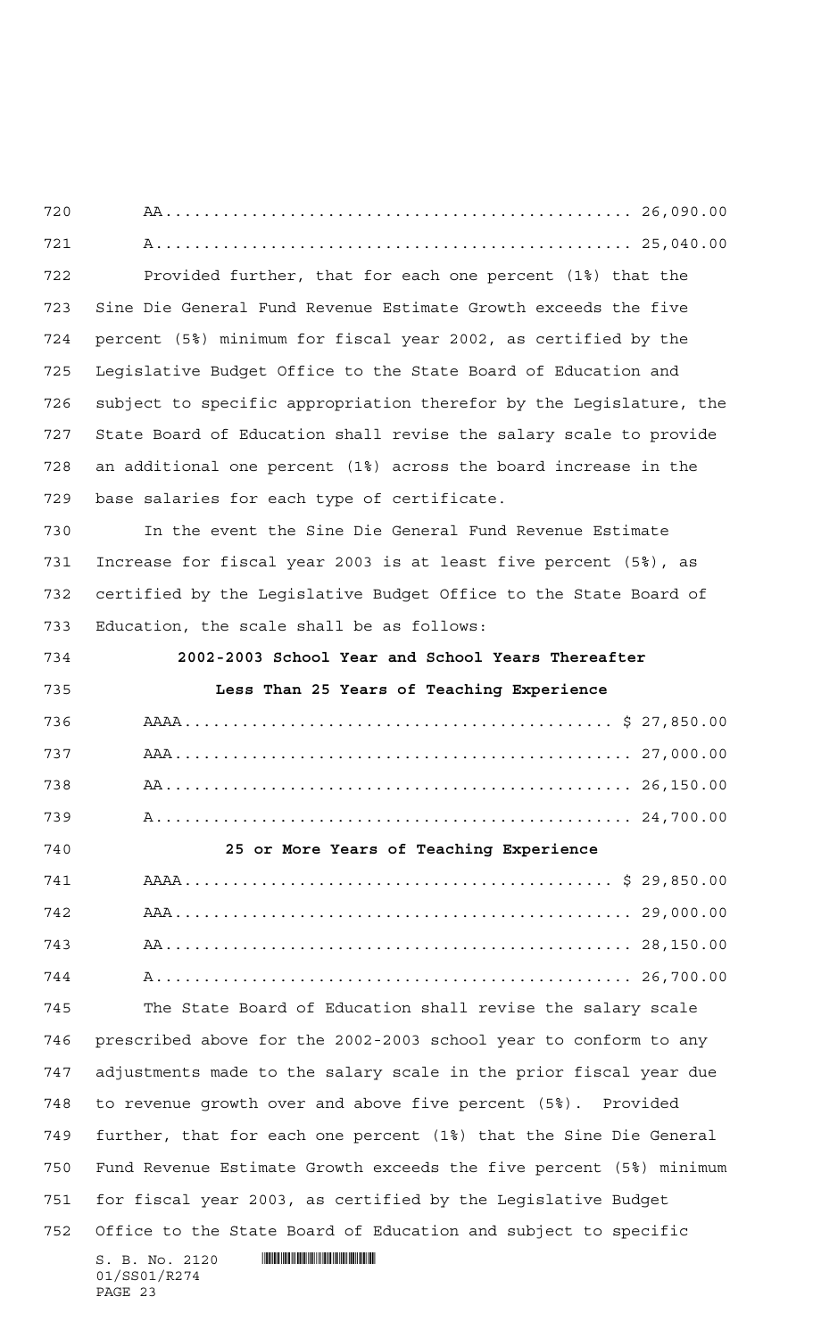AA ............................................... 26,090.00

A ................................................ 25,040.00

Provided further, that for each one percent (1%) that the Sine Die General Fund Revenue Estimate Growth exceeds the five percent (5%) minimum for fiscal year 2002, as certified by the Legislative Budget Office to the State Board of Education and subject to specific appropriation therefor by the Legislature, the State Board of Education shall revise the salary scale to provide an additional one percent (1%) across the board increase in the base salaries for each type of certificate.

In the event the Sine Die General Fund Revenue Estimate Increase for fiscal year 2003 is at least five percent (5%), as certified by the Legislative Budget Office to the State Board of Education, the scale shall be as follows:

**2002-2003 School Year and School Years Thereafter**

**Less Than 25 Years of Teaching Experience**

AAAA ........................................... $ 27,850.00

AAA ............................................. 27,000.00

AA .............................................. 26,150.00

A ............................................... 24,700.00

**25 or More Years of Teaching Experience**

AAAA ........................................... $ 29,850.00

AAA ............................................. 29,000.00

AA .............................................. 28,150.00

A ............................................... 26,700.00

The State Board of Education shall revise the salary scale prescribed above for the 2002-2003 school year to conform to any adjustments made to the salary scale in the prior fiscal year due to revenue growth over and above five percent (5%). Provided further, that for each one percent (1%) that the Sine Die General Fund Revenue Estimate Growth exceeds the five percent (5%) minimum for fiscal year 2003, as certified by the Legislative Budget Office to the State Board of Education and subject to specific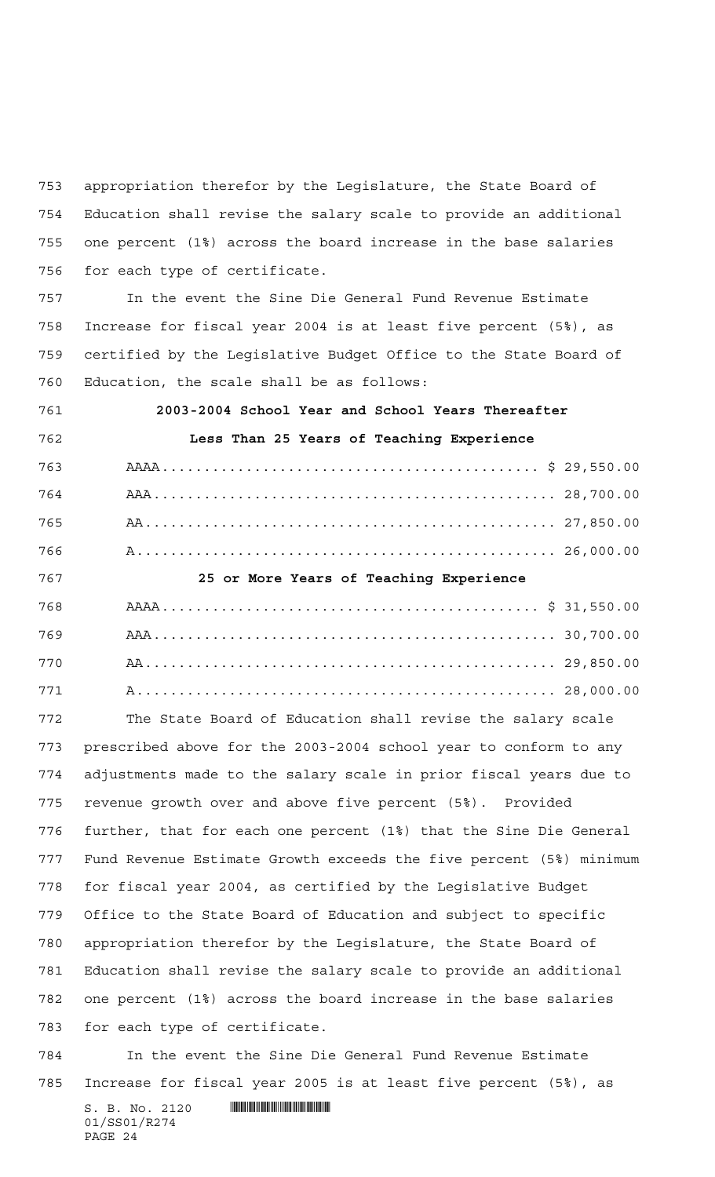appropriation therefor by the Legislature, the State Board of Education shall revise the salary scale to provide an additional one percent (1%) across the board increase in the base salaries for each type of certificate.

In the event the Sine Die General Fund Revenue Estimate Increase for fiscal year 2004 is at least five percent (5%), as certified by the Legislative Budget Office to the State Board of Education, the scale shall be as follows:

**2003-2004 School Year and School Years Thereafter**

**Less Than 25 Years of Teaching Experience**

| | |
|---|---|
| AAAA | $ 29,550.00 |
| AAA | 28,700.00 |
| AA | 27,850.00 |
| A | 26,000.00 |

**25 or More Years of Teaching Experience**

| | |
|---|---|
| AAAA | $ 31,550.00 |
| AAA | 30,700.00 |
| AA | 29,850.00 |
| A | 28,000.00 |

The State Board of Education shall revise the salary scale prescribed above for the 2003-2004 school year to conform to any adjustments made to the salary scale in prior fiscal years due to revenue growth over and above five percent (5%). Provided further, that for each one percent (1%) that the Sine Die General Fund Revenue Estimate Growth exceeds the five percent (5%) minimum for fiscal year 2004, as certified by the Legislative Budget Office to the State Board of Education and subject to specific appropriation therefor by the Legislature, the State Board of Education shall revise the salary scale to provide an additional one percent (1%) across the board increase in the base salaries for each type of certificate.

In the event the Sine Die General Fund Revenue Estimate Increase for fiscal year 2005 is at least five percent (5%), as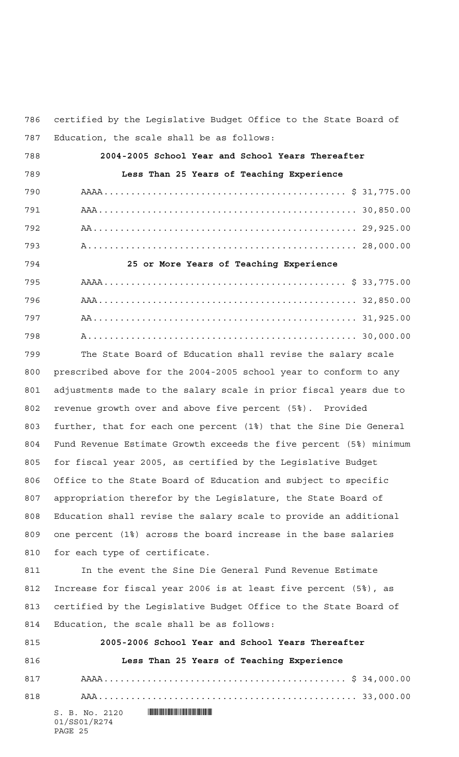certified by the Legislative Budget Office to the State Board of Education, the scale shall be as follows:

**2004-2005 School Year and School Years Thereafter**

**Less Than 25 Years of Teaching Experience**

| | |
|---|---|
| AAAA | $ 31,775.00 |
| AAA | 30,850.00 |
| AA | 29,925.00 |
| A | 28,000.00 |

**25 or More Years of Teaching Experience**

| | |
|---|---|
| AAAA | $ 33,775.00 |
| AAA | 32,850.00 |
| AA | 31,925.00 |
| A | 30,000.00 |

The State Board of Education shall revise the salary scale prescribed above for the 2004-2005 school year to conform to any adjustments made to the salary scale in prior fiscal years due to revenue growth over and above five percent (5%). Provided further, that for each one percent (1%) that the Sine Die General Fund Revenue Estimate Growth exceeds the five percent (5%) minimum for fiscal year 2005, as certified by the Legislative Budget Office to the State Board of Education and subject to specific appropriation therefor by the Legislature, the State Board of Education shall revise the salary scale to provide an additional one percent (1%) across the board increase in the base salaries for each type of certificate.

In the event the Sine Die General Fund Revenue Estimate Increase for fiscal year 2006 is at least five percent (5%), as certified by the Legislative Budget Office to the State Board of Education, the scale shall be as follows:

**2005-2006 School Year and School Years Thereafter**

**Less Than 25 Years of Teaching Experience**

| | |
|---|---|
| AAAA | $ 34,000.00 |
| AAA | 33,000.00 |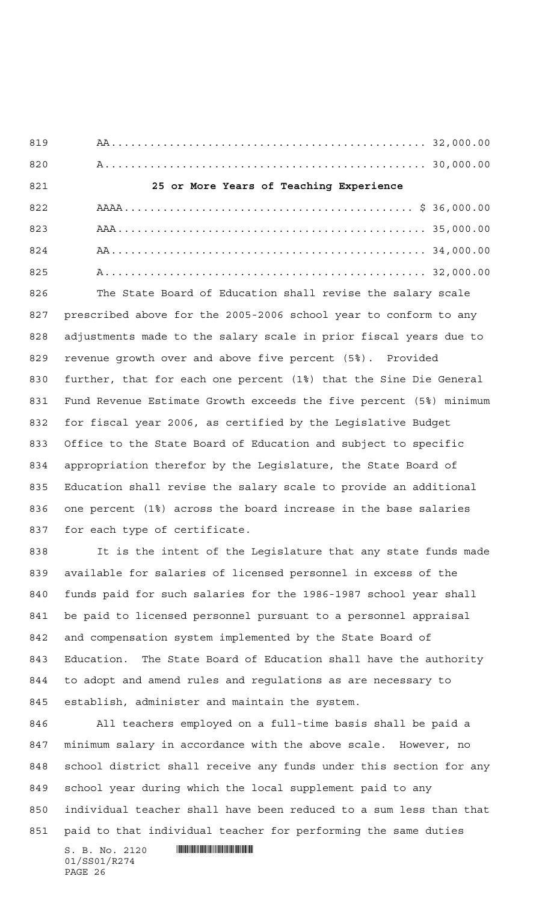AA............................................... 32,000.00

A................................................ 30,000.00

**25 or More Years of Teaching Experience**

AAAA........................................... $ 36,000.00

AAA.............................................. 35,000.00

AA............................................... 34,000.00

A................................................ 32,000.00

The State Board of Education shall revise the salary scale prescribed above for the 2005-2006 school year to conform to any adjustments made to the salary scale in prior fiscal years due to revenue growth over and above five percent (5%). Provided further, that for each one percent (1%) that the Sine Die General Fund Revenue Estimate Growth exceeds the five percent (5%) minimum for fiscal year 2006, as certified by the Legislative Budget Office to the State Board of Education and subject to specific appropriation therefor by the Legislature, the State Board of Education shall revise the salary scale to provide an additional one percent (1%) across the board increase in the base salaries for each type of certificate.

It is the intent of the Legislature that any state funds made available for salaries of licensed personnel in excess of the funds paid for such salaries for the 1986-1987 school year shall be paid to licensed personnel pursuant to a personnel appraisal and compensation system implemented by the State Board of Education. The State Board of Education shall have the authority to adopt and amend rules and regulations as are necessary to establish, administer and maintain the system.

All teachers employed on a full-time basis shall be paid a minimum salary in accordance with the above scale. However, no school district shall receive any funds under this section for any school year during which the local supplement paid to any individual teacher shall have been reduced to a sum less than that paid to that individual teacher for performing the same duties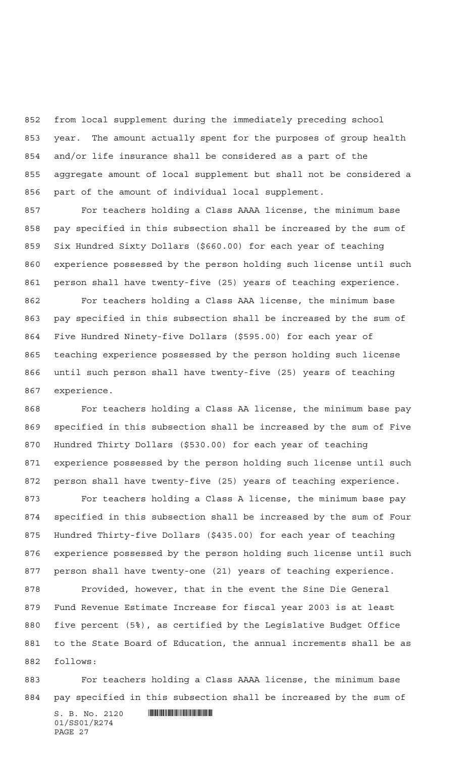from local supplement during the immediately preceding school year. The amount actually spent for the purposes of group health and/or life insurance shall be considered as a part of the aggregate amount of local supplement but shall not be considered a part of the amount of individual local supplement.

For teachers holding a Class AAAA license, the minimum base pay specified in this subsection shall be increased by the sum of Six Hundred Sixty Dollars ($660.00) for each year of teaching experience possessed by the person holding such license until such person shall have twenty-five (25) years of teaching experience.

For teachers holding a Class AAA license, the minimum base pay specified in this subsection shall be increased by the sum of Five Hundred Ninety-five Dollars ($595.00) for each year of teaching experience possessed by the person holding such license until such person shall have twenty-five (25) years of teaching experience.

For teachers holding a Class AA license, the minimum base pay specified in this subsection shall be increased by the sum of Five Hundred Thirty Dollars ($530.00) for each year of teaching experience possessed by the person holding such license until such person shall have twenty-five (25) years of teaching experience.

For teachers holding a Class A license, the minimum base pay specified in this subsection shall be increased by the sum of Four Hundred Thirty-five Dollars ($435.00) for each year of teaching experience possessed by the person holding such license until such person shall have twenty-one (21) years of teaching experience.

Provided, however, that in the event the Sine Die General Fund Revenue Estimate Increase for fiscal year 2003 is at least five percent (5%), as certified by the Legislative Budget Office to the State Board of Education, the annual increments shall be as follows:

For teachers holding a Class AAAA license, the minimum base pay specified in this subsection shall be increased by the sum of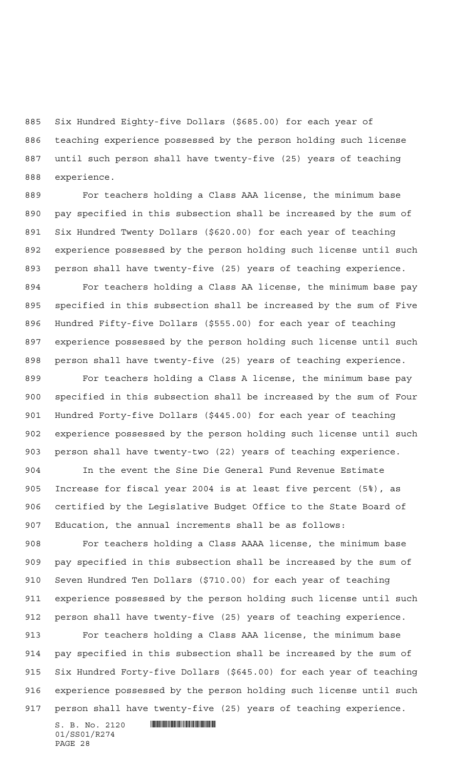Six Hundred Eighty-five Dollars ($685.00) for each year of teaching experience possessed by the person holding such license until such person shall have twenty-five (25) years of teaching experience.

For teachers holding a Class AAA license, the minimum base pay specified in this subsection shall be increased by the sum of Six Hundred Twenty Dollars ($620.00) for each year of teaching experience possessed by the person holding such license until such person shall have twenty-five (25) years of teaching experience.

For teachers holding a Class AA license, the minimum base pay specified in this subsection shall be increased by the sum of Five Hundred Fifty-five Dollars ($555.00) for each year of teaching experience possessed by the person holding such license until such person shall have twenty-five (25) years of teaching experience.

For teachers holding a Class A license, the minimum base pay specified in this subsection shall be increased by the sum of Four Hundred Forty-five Dollars ($445.00) for each year of teaching experience possessed by the person holding such license until such person shall have twenty-two (22) years of teaching experience.

In the event the Sine Die General Fund Revenue Estimate Increase for fiscal year 2004 is at least five percent (5%), as certified by the Legislative Budget Office to the State Board of Education, the annual increments shall be as follows:

For teachers holding a Class AAAA license, the minimum base pay specified in this subsection shall be increased by the sum of Seven Hundred Ten Dollars ($710.00) for each year of teaching experience possessed by the person holding such license until such person shall have twenty-five (25) years of teaching experience.

For teachers holding a Class AAA license, the minimum base pay specified in this subsection shall be increased by the sum of Six Hundred Forty-five Dollars ($645.00) for each year of teaching experience possessed by the person holding such license until such person shall have twenty-five (25) years of teaching experience.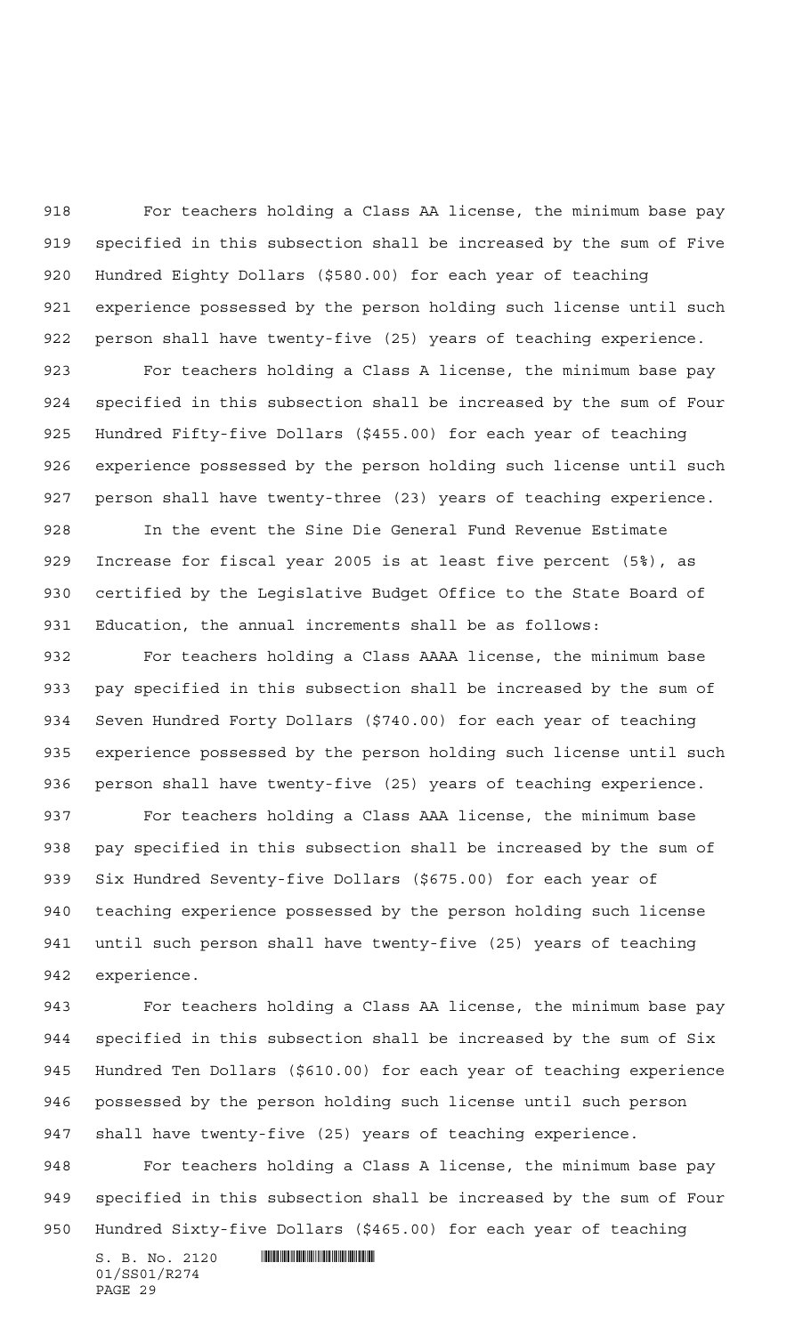For teachers holding a Class AA license, the minimum base pay specified in this subsection shall be increased by the sum of Five Hundred Eighty Dollars ($580.00) for each year of teaching experience possessed by the person holding such license until such person shall have twenty-five (25) years of teaching experience.

For teachers holding a Class A license, the minimum base pay specified in this subsection shall be increased by the sum of Four Hundred Fifty-five Dollars ($455.00) for each year of teaching experience possessed by the person holding such license until such person shall have twenty-three (23) years of teaching experience.

In the event the Sine Die General Fund Revenue Estimate Increase for fiscal year 2005 is at least five percent (5%), as certified by the Legislative Budget Office to the State Board of Education, the annual increments shall be as follows:

For teachers holding a Class AAAA license, the minimum base pay specified in this subsection shall be increased by the sum of Seven Hundred Forty Dollars ($740.00) for each year of teaching experience possessed by the person holding such license until such person shall have twenty-five (25) years of teaching experience.

For teachers holding a Class AAA license, the minimum base pay specified in this subsection shall be increased by the sum of Six Hundred Seventy-five Dollars ($675.00) for each year of teaching experience possessed by the person holding such license until such person shall have twenty-five (25) years of teaching experience.

For teachers holding a Class AA license, the minimum base pay specified in this subsection shall be increased by the sum of Six Hundred Ten Dollars ($610.00) for each year of teaching experience possessed by the person holding such license until such person shall have twenty-five (25) years of teaching experience.

For teachers holding a Class A license, the minimum base pay specified in this subsection shall be increased by the sum of Four Hundred Sixty-five Dollars ($465.00) for each year of teaching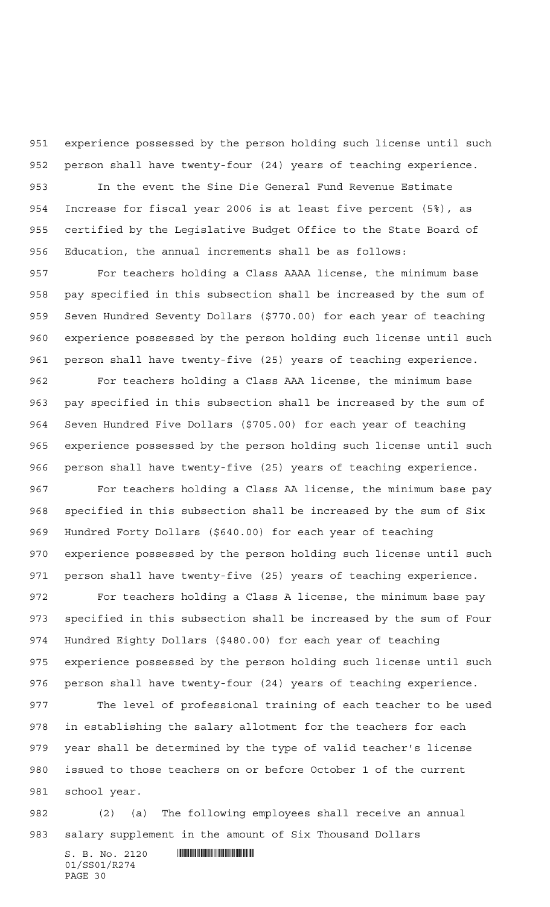experience possessed by the person holding such license until such person shall have twenty-four (24) years of teaching experience.

In the event the Sine Die General Fund Revenue Estimate Increase for fiscal year 2006 is at least five percent (5%), as certified by the Legislative Budget Office to the State Board of Education, the annual increments shall be as follows:

For teachers holding a Class AAAA license, the minimum base pay specified in this subsection shall be increased by the sum of Seven Hundred Seventy Dollars ($770.00) for each year of teaching experience possessed by the person holding such license until such person shall have twenty-five (25) years of teaching experience.

For teachers holding a Class AAA license, the minimum base pay specified in this subsection shall be increased by the sum of Seven Hundred Five Dollars ($705.00) for each year of teaching experience possessed by the person holding such license until such person shall have twenty-five (25) years of teaching experience.

For teachers holding a Class AA license, the minimum base pay specified in this subsection shall be increased by the sum of Six Hundred Forty Dollars ($640.00) for each year of teaching experience possessed by the person holding such license until such person shall have twenty-five (25) years of teaching experience.

For teachers holding a Class A license, the minimum base pay specified in this subsection shall be increased by the sum of Four Hundred Eighty Dollars ($480.00) for each year of teaching experience possessed by the person holding such license until such person shall have twenty-four (24) years of teaching experience.

The level of professional training of each teacher to be used in establishing the salary allotment for the teachers for each year shall be determined by the type of valid teacher's license issued to those teachers on or before October 1 of the current school year.

(2) (a) The following employees shall receive an annual salary supplement in the amount of Six Thousand Dollars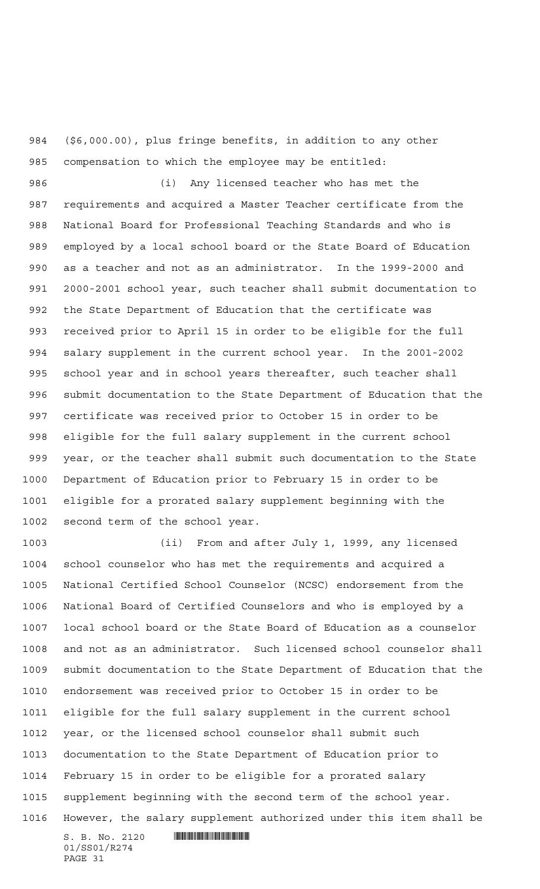($6,000.00), plus fringe benefits, in addition to any other compensation to which the employee may be entitled:

(i) Any licensed teacher who has met the requirements and acquired a Master Teacher certificate from the National Board for Professional Teaching Standards and who is employed by a local school board or the State Board of Education as a teacher and not as an administrator. In the 1999-2000 and 2000-2001 school year, such teacher shall submit documentation to the State Department of Education that the certificate was received prior to April 15 in order to be eligible for the full salary supplement in the current school year. In the 2001-2002 school year and in school years thereafter, such teacher shall submit documentation to the State Department of Education that the certificate was received prior to October 15 in order to be eligible for the full salary supplement in the current school year, or the teacher shall submit such documentation to the State Department of Education prior to February 15 in order to be eligible for a prorated salary supplement beginning with the second term of the school year.

(ii) From and after July 1, 1999, any licensed school counselor who has met the requirements and acquired a National Certified School Counselor (NCSC) endorsement from the National Board of Certified Counselors and who is employed by a local school board or the State Board of Education as a counselor and not as an administrator. Such licensed school counselor shall submit documentation to the State Department of Education that the endorsement was received prior to October 15 in order to be eligible for the full salary supplement in the current school year, or the licensed school counselor shall submit such documentation to the State Department of Education prior to February 15 in order to be eligible for a prorated salary supplement beginning with the second term of the school year. However, the salary supplement authorized under this item shall be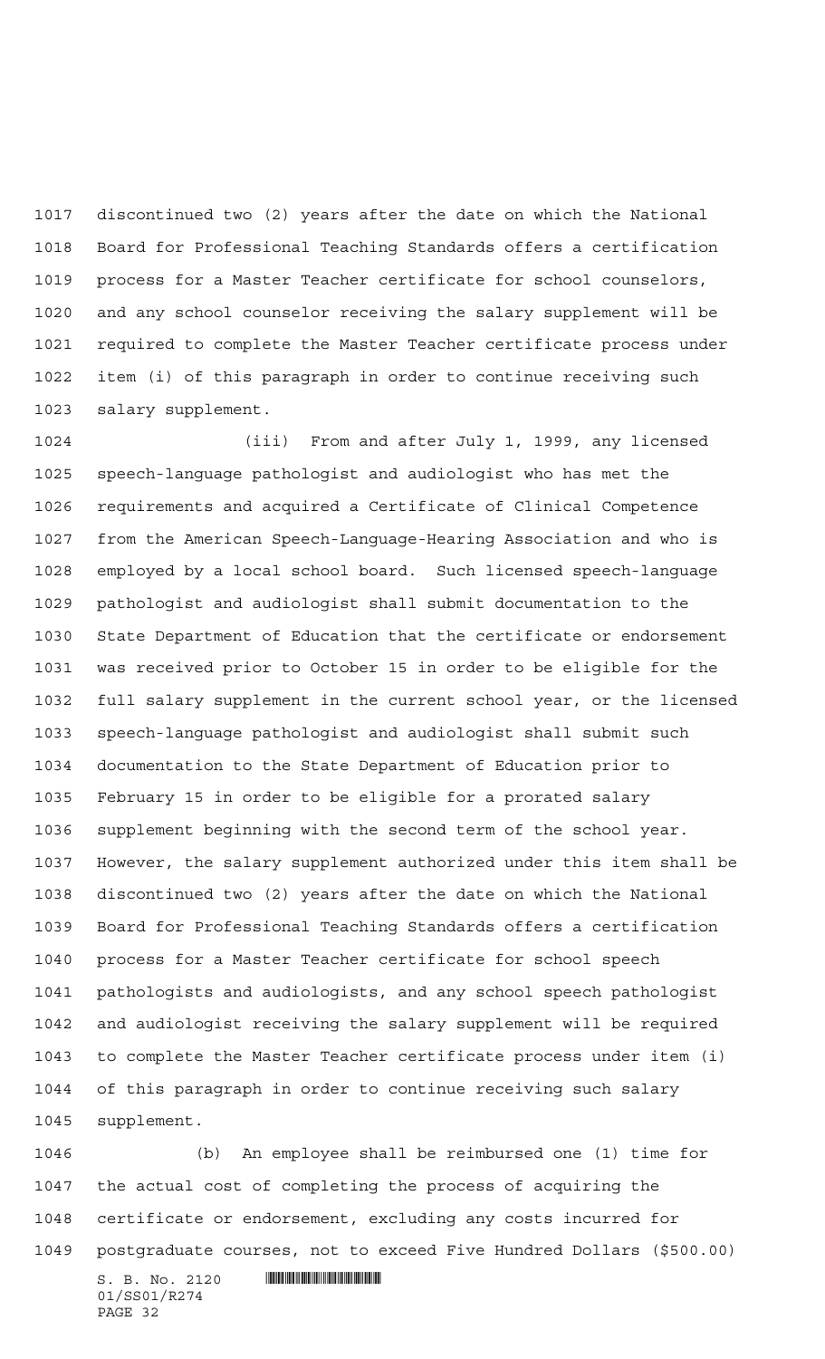discontinued two (2) years after the date on which the National Board for Professional Teaching Standards offers a certification process for a Master Teacher certificate for school counselors, and any school counselor receiving the salary supplement will be required to complete the Master Teacher certificate process under item (i) of this paragraph in order to continue receiving such salary supplement.

(iii) From and after July 1, 1999, any licensed speech-language pathologist and audiologist who has met the requirements and acquired a Certificate of Clinical Competence from the American Speech-Language-Hearing Association and who is employed by a local school board. Such licensed speech-language pathologist and audiologist shall submit documentation to the State Department of Education that the certificate or endorsement was received prior to October 15 in order to be eligible for the full salary supplement in the current school year, or the licensed speech-language pathologist and audiologist shall submit such documentation to the State Department of Education prior to February 15 in order to be eligible for a prorated salary supplement beginning with the second term of the school year. However, the salary supplement authorized under this item shall be discontinued two (2) years after the date on which the National Board for Professional Teaching Standards offers a certification process for a Master Teacher certificate for school speech pathologists and audiologists, and any school speech pathologist and audiologist receiving the salary supplement will be required to complete the Master Teacher certificate process under item (i) of this paragraph in order to continue receiving such salary supplement.

(b) An employee shall be reimbursed one (1) time for the actual cost of completing the process of acquiring the certificate or endorsement, excluding any costs incurred for postgraduate courses, not to exceed Five Hundred Dollars ($500.00)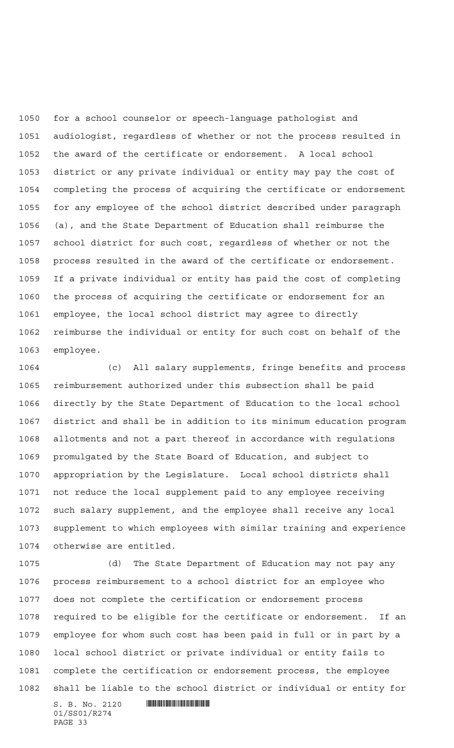for a school counselor or speech-language pathologist and audiologist, regardless of whether or not the process resulted in the award of the certificate or endorsement. A local school district or any private individual or entity may pay the cost of completing the process of acquiring the certificate or endorsement for any employee of the school district described under paragraph (a), and the State Department of Education shall reimburse the school district for such cost, regardless of whether or not the process resulted in the award of the certificate or endorsement. If a private individual or entity has paid the cost of completing the process of acquiring the certificate or endorsement for an employee, the local school district may agree to directly reimburse the individual or entity for such cost on behalf of the employee.

(c) All salary supplements, fringe benefits and process reimbursement authorized under this subsection shall be paid directly by the State Department of Education to the local school district and shall be in addition to its minimum education program allotments and not a part thereof in accordance with regulations promulgated by the State Board of Education, and subject to appropriation by the Legislature. Local school districts shall not reduce the local supplement paid to any employee receiving such salary supplement, and the employee shall receive any local supplement to which employees with similar training and experience otherwise are entitled.

(d) The State Department of Education may not pay any process reimbursement to a school district for an employee who does not complete the certification or endorsement process required to be eligible for the certificate or endorsement. If an employee for whom such cost has been paid in full or in part by a local school district or private individual or entity fails to complete the certification or endorsement process, the employee shall be liable to the school district or individual or entity for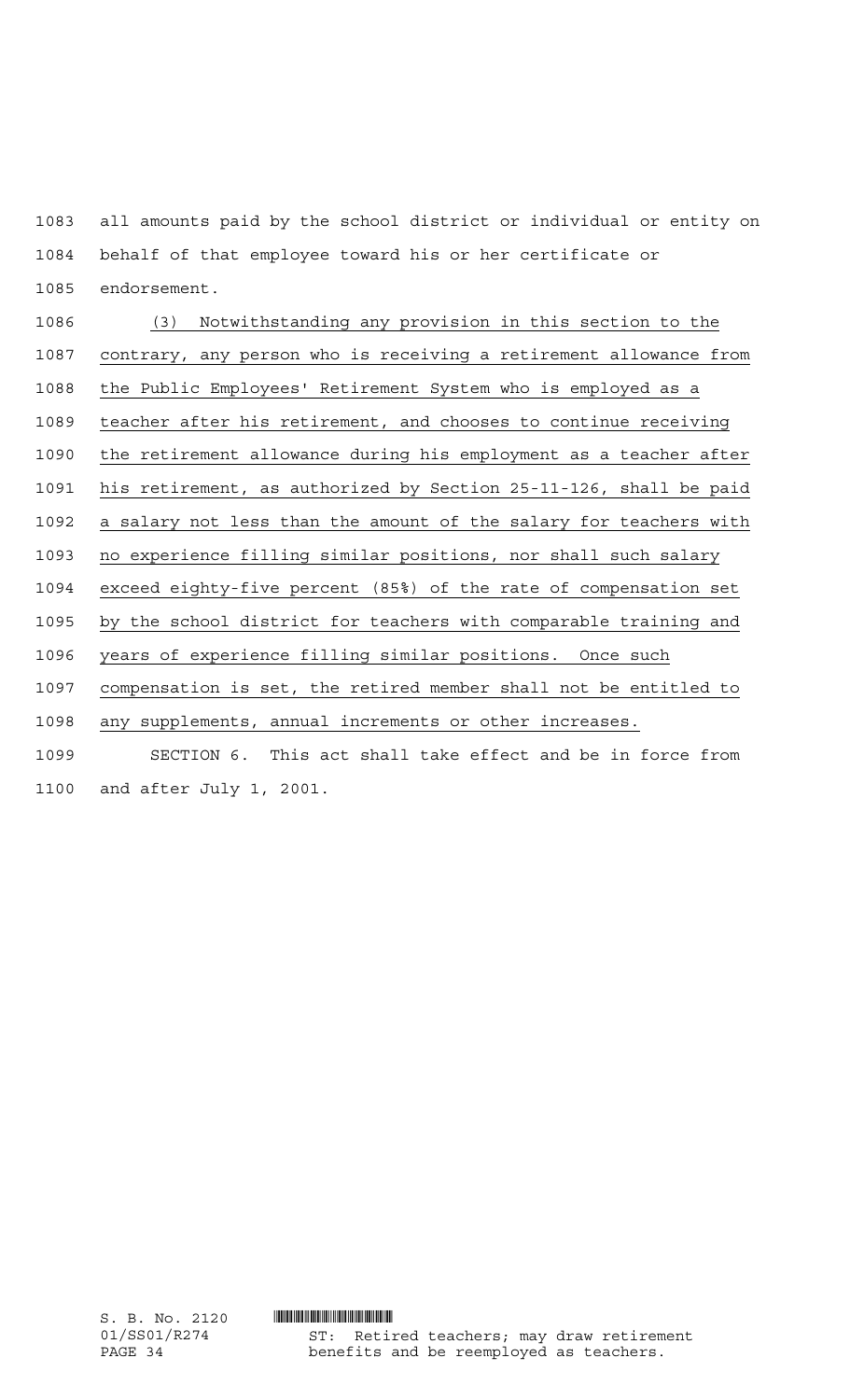all amounts paid by the school district or individual or entity on behalf of that employee toward his or her certificate or endorsement.

(3) Notwithstanding any provision in this section to the contrary, any person who is receiving a retirement allowance from the Public Employees' Retirement System who is employed as a teacher after his retirement, and chooses to continue receiving the retirement allowance during his employment as a teacher after his retirement, as authorized by Section 25-11-126, shall be paid a salary not less than the amount of the salary for teachers with no experience filling similar positions, nor shall such salary exceed eighty-five percent (85%) of the rate of compensation set by the school district for teachers with comparable training and years of experience filling similar positions. Once such compensation is set, the retired member shall not be entitled to any supplements, annual increments or other increases.

SECTION 6. This act shall take effect and be in force from and after July 1, 2001.